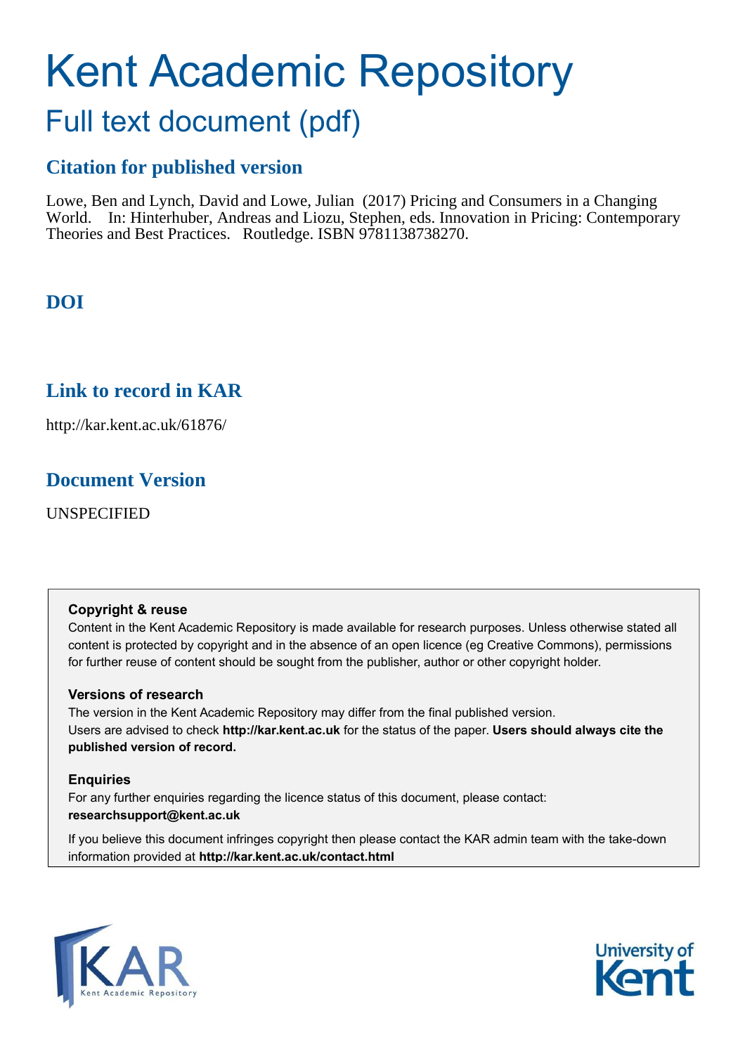# Kent Academic Repository

## Full text document (pdf)

### Citation for published version

Lowe, Ben and Lynch, David and Lowe, Julian (2017) Pricing and Consumers in a Changing World. In: Hinterhuber, Andreas and Liozu, Stephen, eds. Innovation in Pricing: Contemporary Theories and Best Practices. Routledge. ISBN 9781138738270.

### DOI

### Link to record in KAR

http://kar.kent.ac.uk/61876/

### Document Version

UNSPECIFIED

**Copyright & reuse**

Content in the Kent Academic Repository is made available for research purposes. Unless otherwise stated all content is protected by copyright and in the absence of an open licence (eg Creative Commons), permissions for further reuse of content should be sought from the publisher, author or other copyright holder.

**Versions of research**

The version in the Kent Academic Repository may differ from the final published version. Users are advised to check **http://kar.kent.ac.uk** for the status of the paper. **Users should always cite the published version of record.**

**Enquiries**

For any further enquiries regarding the licence status of this document, please contact: **researchsupport@kent.ac.uk**

If you believe this document infringes copyright then please contact the KAR admin team with the take-down information provided at **http://kar.kent.ac.uk/contact.html**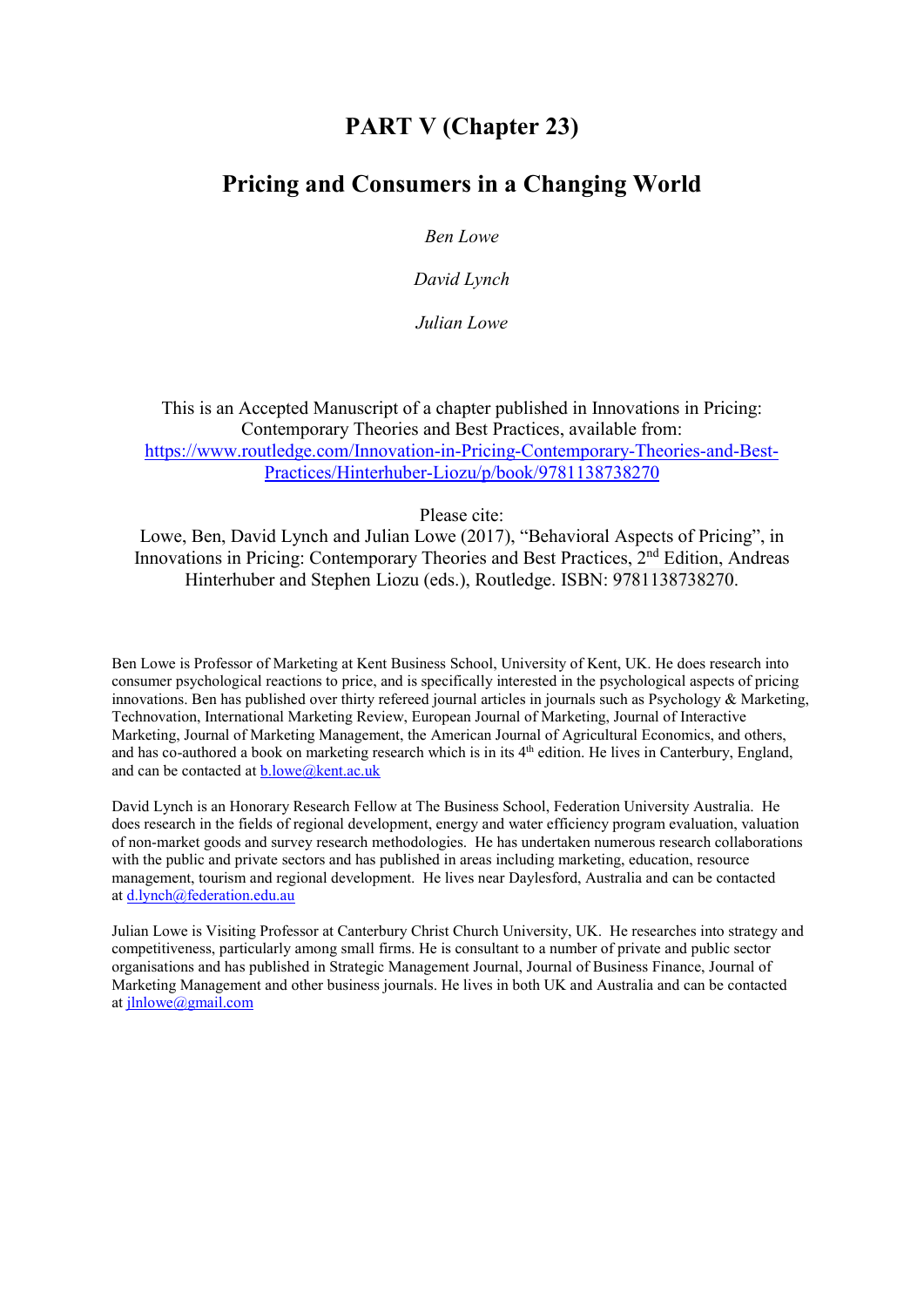# PART V (Chapter 23)

## Pricing and Consumers in a Changing World

*Ben Lowe*

*David Lynch*

*Julian Lowe*

This is an Accepted Manuscript of a chapter published in Innovations in Pricing: Contemporary Theories and Best Practices, available from: [https://www.routledge.com/Innovation-in-Pricing-Contemporary-Theories-and-Best-Practices/Hinterhuber-Liozu/p/book/9781138738270](https://www.routledge.com/Innovation-in-Pricing-Contemporary-Theories-and-Best-Practices/Hinterhuber-Liozu/p/book/9781138738270)

Please cite:
Lowe, Ben, David Lynch and Julian Lowe (2017), "Behavioral Aspects of Pricing", in Innovations in Pricing: Contemporary Theories and Best Practices, 2nd Edition, Andreas Hinterhuber and Stephen Liozu (eds.), Routledge. ISBN: 9781138738270.

Ben Lowe is Professor of Marketing at Kent Business School, University of Kent, UK. He does research into consumer psychological reactions to price, and is specifically interested in the psychological aspects of pricing innovations. Ben has published over thirty refereed journal articles in journals such as Psychology & Marketing, Technovation, International Marketing Review, European Journal of Marketing, Journal of Interactive Marketing, Journal of Marketing Management, the American Journal of Agricultural Economics, and others, and has co-authored a book on marketing research which is in its 4th edition. He lives in Canterbury, England, and can be contacted at b.lowe@kent.ac.uk

David Lynch is an Honorary Research Fellow at The Business School, Federation University Australia. He does research in the fields of regional development, energy and water efficiency program evaluation, valuation of non-market goods and survey research methodologies. He has undertaken numerous research collaborations with the public and private sectors and has published in areas including marketing, education, resource management, tourism and regional development. He lives near Daylesford, Australia and can be contacted at d.lynch@federation.edu.au

Julian Lowe is Visiting Professor at Canterbury Christ Church University, UK. He researches into strategy and competitiveness, particularly among small firms. He is consultant to a number of private and public sector organisations and has published in Strategic Management Journal, Journal of Business Finance, Journal of Marketing Management and other business journals. He lives in both UK and Australia and can be contacted at jlnlowe@gmail.com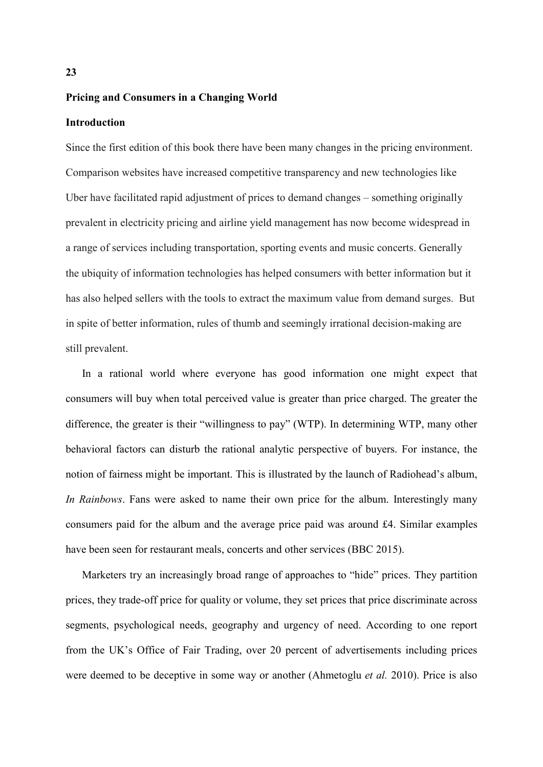# 23

## Pricing and Consumers in a Changing World

### Introduction

Since the first edition of this book there have been many changes in the pricing environment. Comparison websites have increased competitive transparency and new technologies like Uber have facilitated rapid adjustment of prices to demand changes – something originally prevalent in electricity pricing and airline yield management has now become widespread in a range of services including transportation, sporting events and music concerts. Generally the ubiquity of information technologies has helped consumers with better information but it has also helped sellers with the tools to extract the maximum value from demand surges. But in spite of better information, rules of thumb and seemingly irrational decision-making are still prevalent.

In a rational world where everyone has good information one might expect that consumers will buy when total perceived value is greater than price charged. The greater the difference, the greater is their "willingness to pay" (WTP). In determining WTP, many other behavioral factors can disturb the rational analytic perspective of buyers. For instance, the notion of fairness might be important. This is illustrated by the launch of Radiohead's album, *In Rainbows*. Fans were asked to name their own price for the album. Interestingly many consumers paid for the album and the average price paid was around £4. Similar examples have been seen for restaurant meals, concerts and other services (BBC 2015).

Marketers try an increasingly broad range of approaches to "hide" prices. They partition prices, they trade-off price for quality or volume, they set prices that price discriminate across segments, psychological needs, geography and urgency of need. According to one report from the UK's Office of Fair Trading, over 20 percent of advertisements including prices were deemed to be deceptive in some way or another (Ahmetoglu *et al.* 2010). Price is also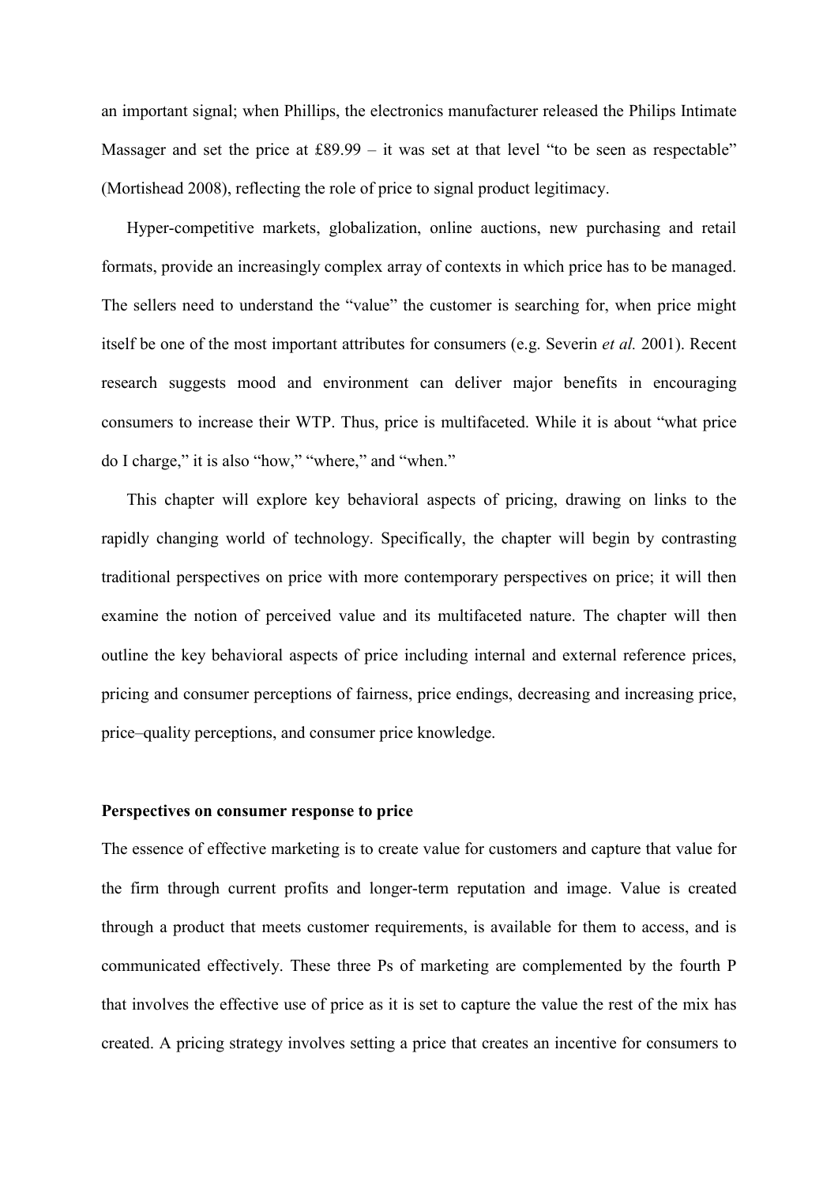an important signal; when Phillips, the electronics manufacturer released the Philips Intimate Massager and set the price at £89.99 – it was set at that level "to be seen as respectable" (Mortishead 2008), reflecting the role of price to signal product legitimacy.

Hyper-competitive markets, globalization, online auctions, new purchasing and retail formats, provide an increasingly complex array of contexts in which price has to be managed. The sellers need to understand the "value" the customer is searching for, when price might itself be one of the most important attributes for consumers (e.g. Severin *et al.* 2001). Recent research suggests mood and environment can deliver major benefits in encouraging consumers to increase their WTP. Thus, price is multifaceted. While it is about "what price do I charge," it is also "how," "where," and "when."

This chapter will explore key behavioral aspects of pricing, drawing on links to the rapidly changing world of technology. Specifically, the chapter will begin by contrasting traditional perspectives on price with more contemporary perspectives on price; it will then examine the notion of perceived value and its multifaceted nature. The chapter will then outline the key behavioral aspects of price including internal and external reference prices, pricing and consumer perceptions of fairness, price endings, decreasing and increasing price, price–quality perceptions, and consumer price knowledge.

## Perspectives on consumer response to price

The essence of effective marketing is to create value for customers and capture that value for the firm through current profits and longer-term reputation and image. Value is created through a product that meets customer requirements, is available for them to access, and is communicated effectively. These three Ps of marketing are complemented by the fourth P that involves the effective use of price as it is set to capture the value the rest of the mix has created. A pricing strategy involves setting a price that creates an incentive for consumers to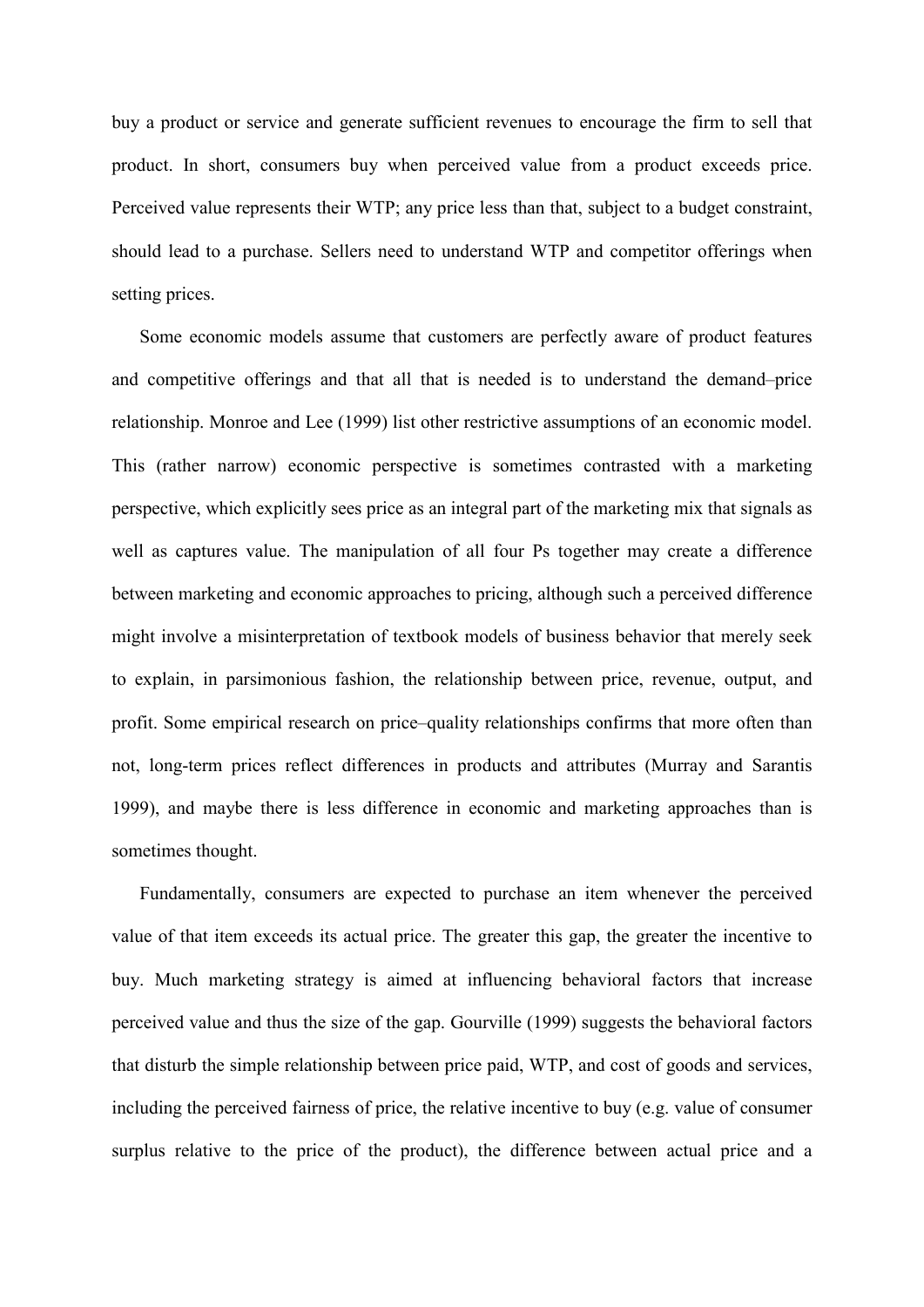buy a product or service and generate sufficient revenues to encourage the firm to sell that product. In short, consumers buy when perceived value from a product exceeds price. Perceived value represents their WTP; any price less than that, subject to a budget constraint, should lead to a purchase. Sellers need to understand WTP and competitor offerings when setting prices.

Some economic models assume that customers are perfectly aware of product features and competitive offerings and that all that is needed is to understand the demand–price relationship. Monroe and Lee (1999) list other restrictive assumptions of an economic model. This (rather narrow) economic perspective is sometimes contrasted with a marketing perspective, which explicitly sees price as an integral part of the marketing mix that signals as well as captures value. The manipulation of all four Ps together may create a difference between marketing and economic approaches to pricing, although such a perceived difference might involve a misinterpretation of textbook models of business behavior that merely seek to explain, in parsimonious fashion, the relationship between price, revenue, output, and profit. Some empirical research on price–quality relationships confirms that more often than not, long-term prices reflect differences in products and attributes (Murray and Sarantis 1999), and maybe there is less difference in economic and marketing approaches than is sometimes thought.

Fundamentally, consumers are expected to purchase an item whenever the perceived value of that item exceeds its actual price. The greater this gap, the greater the incentive to buy. Much marketing strategy is aimed at influencing behavioral factors that increase perceived value and thus the size of the gap. Gourville (1999) suggests the behavioral factors that disturb the simple relationship between price paid, WTP, and cost of goods and services, including the perceived fairness of price, the relative incentive to buy (e.g. value of consumer surplus relative to the price of the product), the difference between actual price and a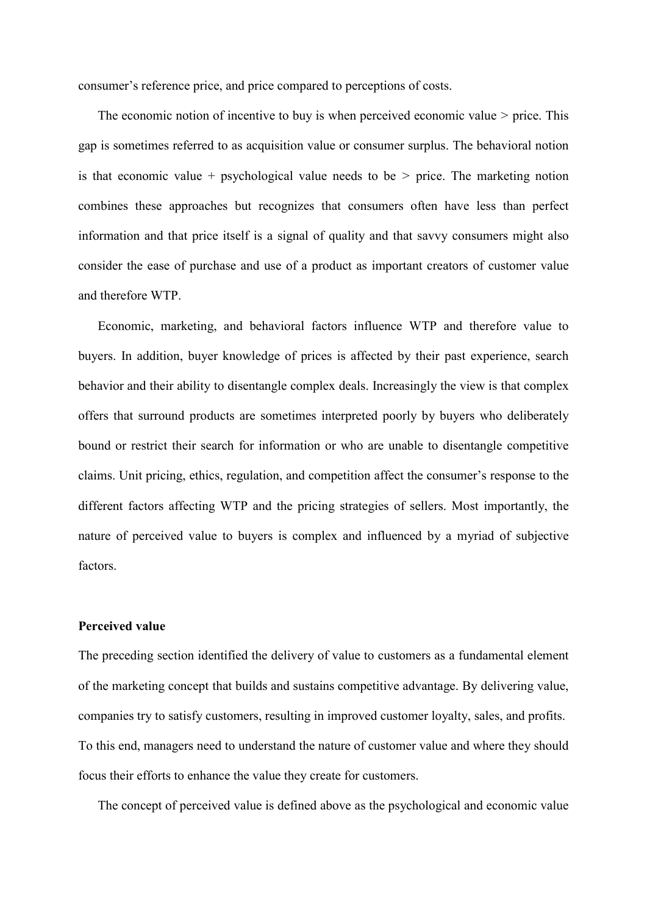consumer's reference price, and price compared to perceptions of costs.

The economic notion of incentive to buy is when perceived economic value > price. This gap is sometimes referred to as acquisition value or consumer surplus. The behavioral notion is that economic value + psychological value needs to be > price. The marketing notion combines these approaches but recognizes that consumers often have less than perfect information and that price itself is a signal of quality and that savvy consumers might also consider the ease of purchase and use of a product as important creators of customer value and therefore WTP.

Economic, marketing, and behavioral factors influence WTP and therefore value to buyers. In addition, buyer knowledge of prices is affected by their past experience, search behavior and their ability to disentangle complex deals. Increasingly the view is that complex offers that surround products are sometimes interpreted poorly by buyers who deliberately bound or restrict their search for information or who are unable to disentangle competitive claims. Unit pricing, ethics, regulation, and competition affect the consumer's response to the different factors affecting WTP and the pricing strategies of sellers. Most importantly, the nature of perceived value to buyers is complex and influenced by a myriad of subjective factors.

**Perceived value**

The preceding section identified the delivery of value to customers as a fundamental element of the marketing concept that builds and sustains competitive advantage. By delivering value, companies try to satisfy customers, resulting in improved customer loyalty, sales, and profits. To this end, managers need to understand the nature of customer value and where they should focus their efforts to enhance the value they create for customers.

The concept of perceived value is defined above as the psychological and economic value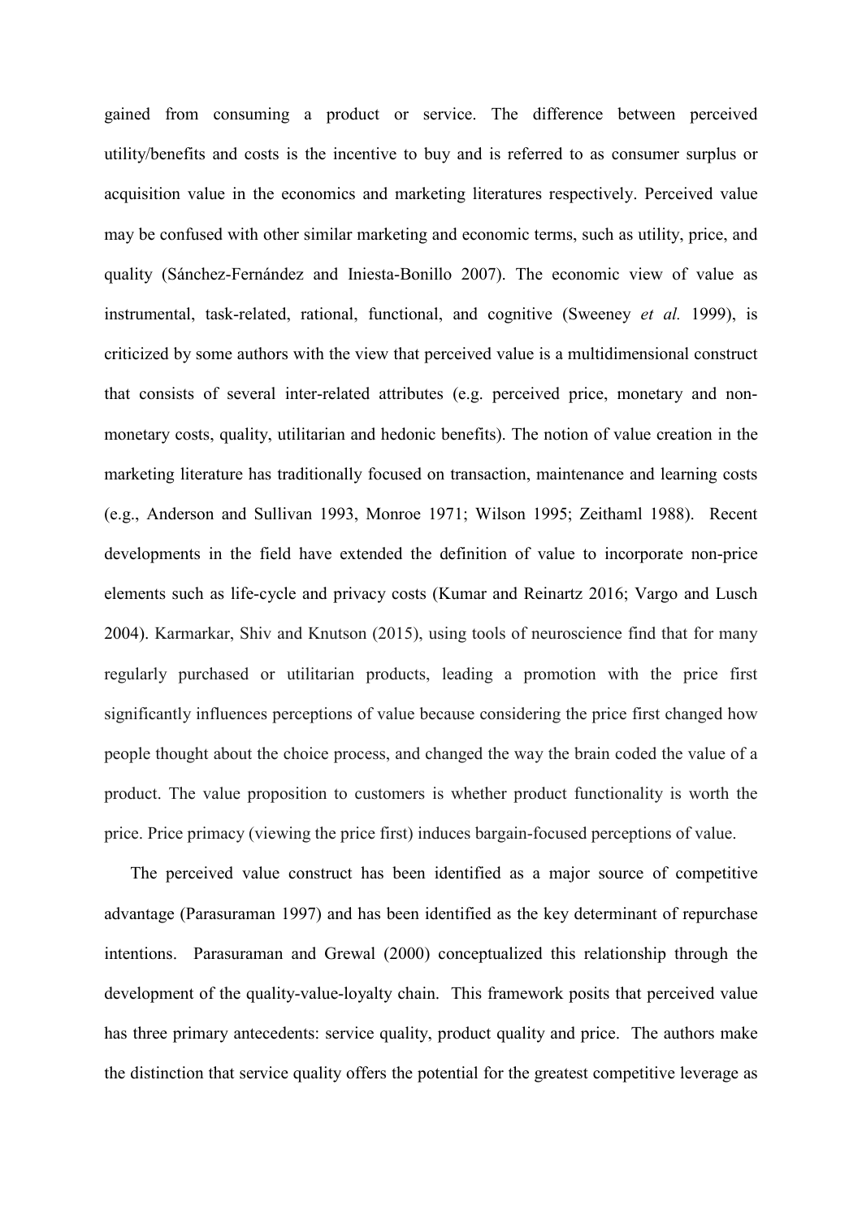gained from consuming a product or service. The difference between perceived utility/benefits and costs is the incentive to buy and is referred to as consumer surplus or acquisition value in the economics and marketing literatures respectively. Perceived value may be confused with other similar marketing and economic terms, such as utility, price, and quality (Sánchez-Fernández and Iniesta-Bonillo 2007). The economic view of value as instrumental, task-related, rational, functional, and cognitive (Sweeney *et al.* 1999), is criticized by some authors with the view that perceived value is a multidimensional construct that consists of several inter-related attributes (e.g. perceived price, monetary and non-monetary costs, quality, utilitarian and hedonic benefits). The notion of value creation in the marketing literature has traditionally focused on transaction, maintenance and learning costs (e.g., Anderson and Sullivan 1993, Monroe 1971; Wilson 1995; Zeithaml 1988). Recent developments in the field have extended the definition of value to incorporate non-price elements such as life-cycle and privacy costs (Kumar and Reinartz 2016; Vargo and Lusch 2004). Karmarkar, Shiv and Knutson (2015), using tools of neuroscience find that for many regularly purchased or utilitarian products, leading a promotion with the price first significantly influences perceptions of value because considering the price first changed how people thought about the choice process, and changed the way the brain coded the value of a product. The value proposition to customers is whether product functionality is worth the price. Price primacy (viewing the price first) induces bargain-focused perceptions of value.

The perceived value construct has been identified as a major source of competitive advantage (Parasuraman 1997) and has been identified as the key determinant of repurchase intentions. Parasuraman and Grewal (2000) conceptualized this relationship through the development of the quality-value-loyalty chain. This framework posits that perceived value has three primary antecedents: service quality, product quality and price. The authors make the distinction that service quality offers the potential for the greatest competitive leverage as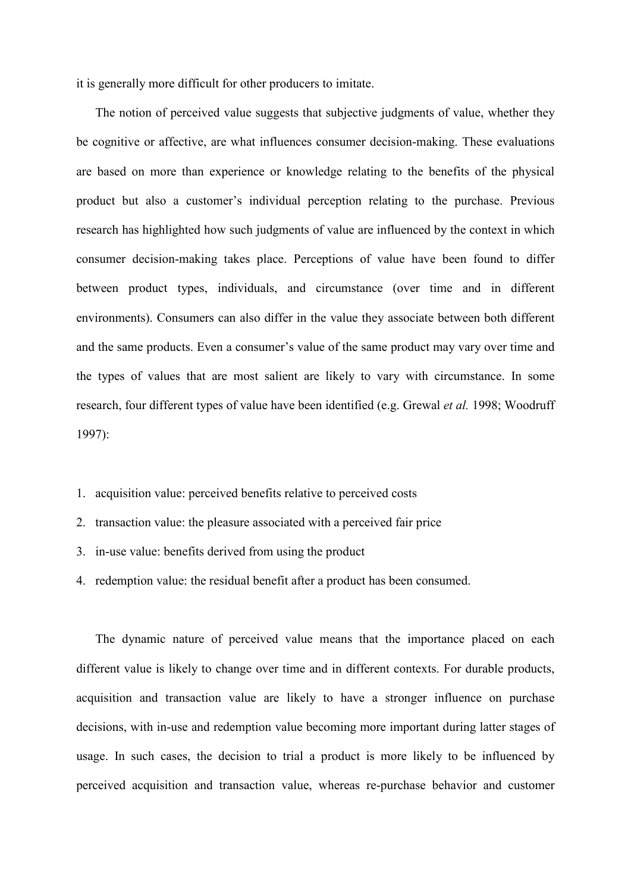it is generally more difficult for other producers to imitate.

The notion of perceived value suggests that subjective judgments of value, whether they be cognitive or affective, are what influences consumer decision-making. These evaluations are based on more than experience or knowledge relating to the benefits of the physical product but also a customer's individual perception relating to the purchase. Previous research has highlighted how such judgments of value are influenced by the context in which consumer decision-making takes place. Perceptions of value have been found to differ between product types, individuals, and circumstance (over time and in different environments). Consumers can also differ in the value they associate between both different and the same products. Even a consumer's value of the same product may vary over time and the types of values that are most salient are likely to vary with circumstance. In some research, four different types of value have been identified (e.g. Grewal *et al.* 1998; Woodruff 1997):

1. acquisition value: perceived benefits relative to perceived costs
2. transaction value: the pleasure associated with a perceived fair price
3. in-use value: benefits derived from using the product
4. redemption value: the residual benefit after a product has been consumed.

The dynamic nature of perceived value means that the importance placed on each different value is likely to change over time and in different contexts. For durable products, acquisition and transaction value are likely to have a stronger influence on purchase decisions, with in-use and redemption value becoming more important during latter stages of usage. In such cases, the decision to trial a product is more likely to be influenced by perceived acquisition and transaction value, whereas re-purchase behavior and customer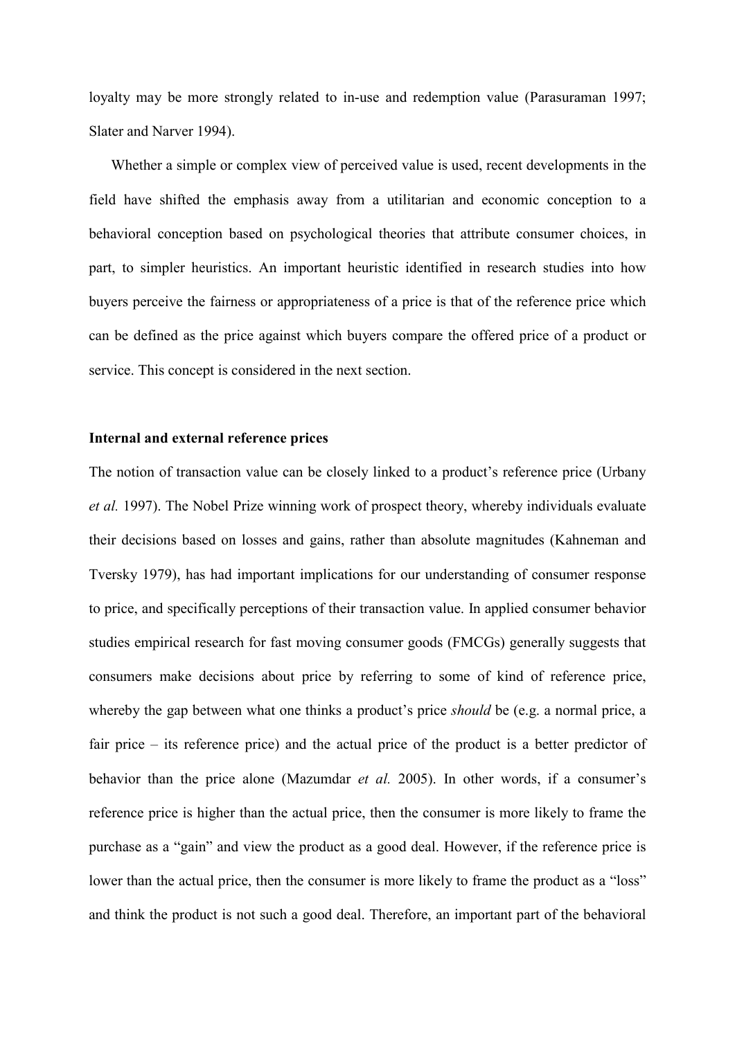loyalty may be more strongly related to in-use and redemption value (Parasuraman 1997; Slater and Narver 1994).

Whether a simple or complex view of perceived value is used, recent developments in the field have shifted the emphasis away from a utilitarian and economic conception to a behavioral conception based on psychological theories that attribute consumer choices, in part, to simpler heuristics. An important heuristic identified in research studies into how buyers perceive the fairness or appropriateness of a price is that of the reference price which can be defined as the price against which buyers compare the offered price of a product or service. This concept is considered in the next section.

**Internal and external reference prices**

The notion of transaction value can be closely linked to a product's reference price (Urbany *et al.* 1997). The Nobel Prize winning work of prospect theory, whereby individuals evaluate their decisions based on losses and gains, rather than absolute magnitudes (Kahneman and Tversky 1979), has had important implications for our understanding of consumer response to price, and specifically perceptions of their transaction value. In applied consumer behavior studies empirical research for fast moving consumer goods (FMCGs) generally suggests that consumers make decisions about price by referring to some of kind of reference price, whereby the gap between what one thinks a product's price *should* be (e.g. a normal price, a fair price – its reference price) and the actual price of the product is a better predictor of behavior than the price alone (Mazumdar *et al.* 2005). In other words, if a consumer's reference price is higher than the actual price, then the consumer is more likely to frame the purchase as a "gain" and view the product as a good deal. However, if the reference price is lower than the actual price, then the consumer is more likely to frame the product as a "loss" and think the product is not such a good deal. Therefore, an important part of the behavioral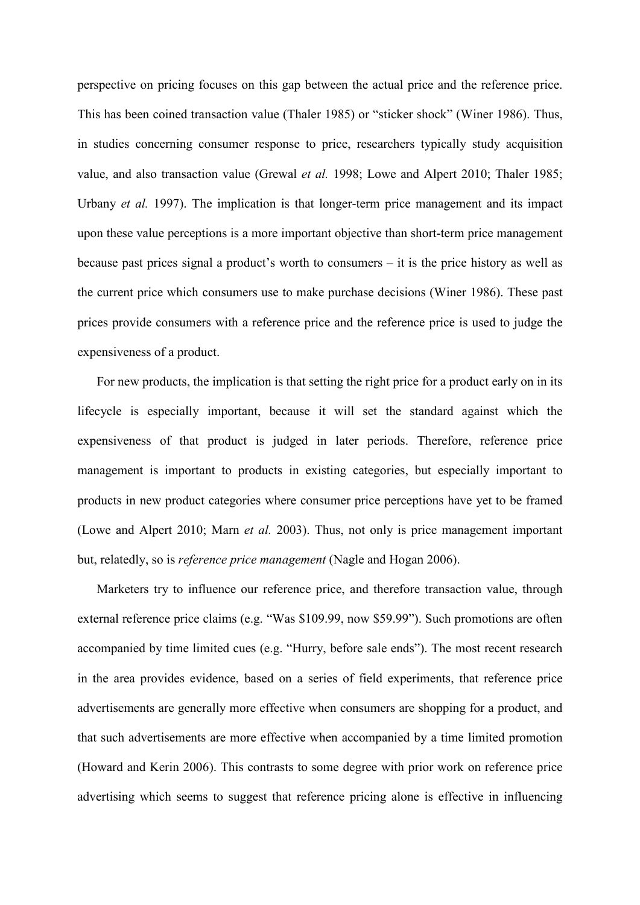perspective on pricing focuses on this gap between the actual price and the reference price. This has been coined transaction value (Thaler 1985) or "sticker shock" (Winer 1986). Thus, in studies concerning consumer response to price, researchers typically study acquisition value, and also transaction value (Grewal *et al.* 1998; Lowe and Alpert 2010; Thaler 1985; Urbany *et al.* 1997). The implication is that longer-term price management and its impact upon these value perceptions is a more important objective than short-term price management because past prices signal a product's worth to consumers – it is the price history as well as the current price which consumers use to make purchase decisions (Winer 1986). These past prices provide consumers with a reference price and the reference price is used to judge the expensiveness of a product.

For new products, the implication is that setting the right price for a product early on in its lifecycle is especially important, because it will set the standard against which the expensiveness of that product is judged in later periods. Therefore, reference price management is important to products in existing categories, but especially important to products in new product categories where consumer price perceptions have yet to be framed (Lowe and Alpert 2010; Marn *et al.* 2003). Thus, not only is price management important but, relatedly, so is *reference price management* (Nagle and Hogan 2006).

Marketers try to influence our reference price, and therefore transaction value, through external reference price claims (e.g. "Was $109.99, now $59.99"). Such promotions are often accompanied by time limited cues (e.g. "Hurry, before sale ends"). The most recent research in the area provides evidence, based on a series of field experiments, that reference price advertisements are generally more effective when consumers are shopping for a product, and that such advertisements are more effective when accompanied by a time limited promotion (Howard and Kerin 2006). This contrasts to some degree with prior work on reference price advertising which seems to suggest that reference pricing alone is effective in influencing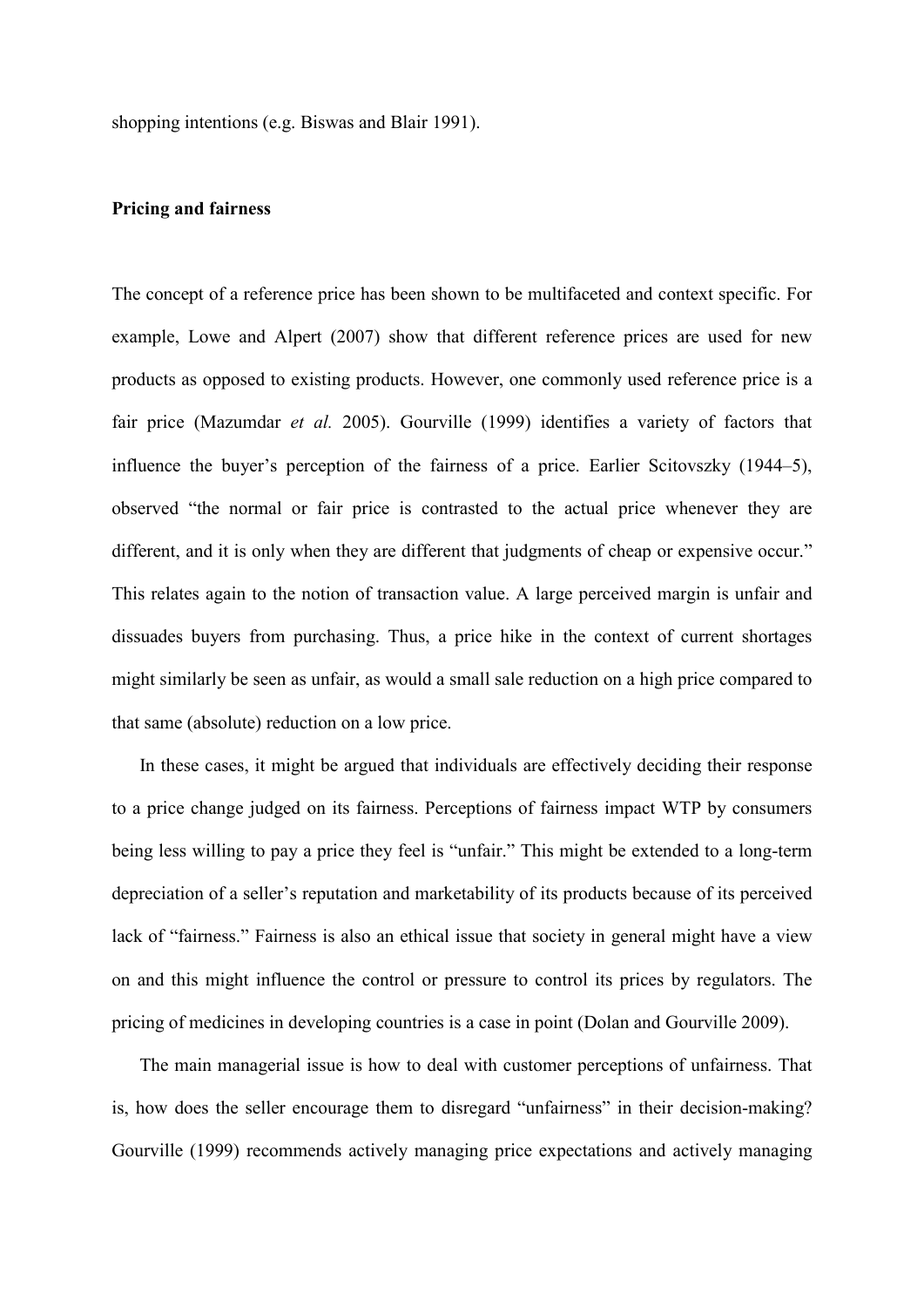shopping intentions (e.g. Biswas and Blair 1991).

## Pricing and fairness

The concept of a reference price has been shown to be multifaceted and context specific. For example, Lowe and Alpert (2007) show that different reference prices are used for new products as opposed to existing products. However, one commonly used reference price is a fair price (Mazumdar *et al.* 2005). Gourville (1999) identifies a variety of factors that influence the buyer's perception of the fairness of a price. Earlier Scitovszky (1944–5), observed "the normal or fair price is contrasted to the actual price whenever they are different, and it is only when they are different that judgments of cheap or expensive occur." This relates again to the notion of transaction value. A large perceived margin is unfair and dissuades buyers from purchasing. Thus, a price hike in the context of current shortages might similarly be seen as unfair, as would a small sale reduction on a high price compared to that same (absolute) reduction on a low price.

In these cases, it might be argued that individuals are effectively deciding their response to a price change judged on its fairness. Perceptions of fairness impact WTP by consumers being less willing to pay a price they feel is "unfair." This might be extended to a long-term depreciation of a seller's reputation and marketability of its products because of its perceived lack of "fairness." Fairness is also an ethical issue that society in general might have a view on and this might influence the control or pressure to control its prices by regulators. The pricing of medicines in developing countries is a case in point (Dolan and Gourville 2009).

The main managerial issue is how to deal with customer perceptions of unfairness. That is, how does the seller encourage them to disregard "unfairness" in their decision-making? Gourville (1999) recommends actively managing price expectations and actively managing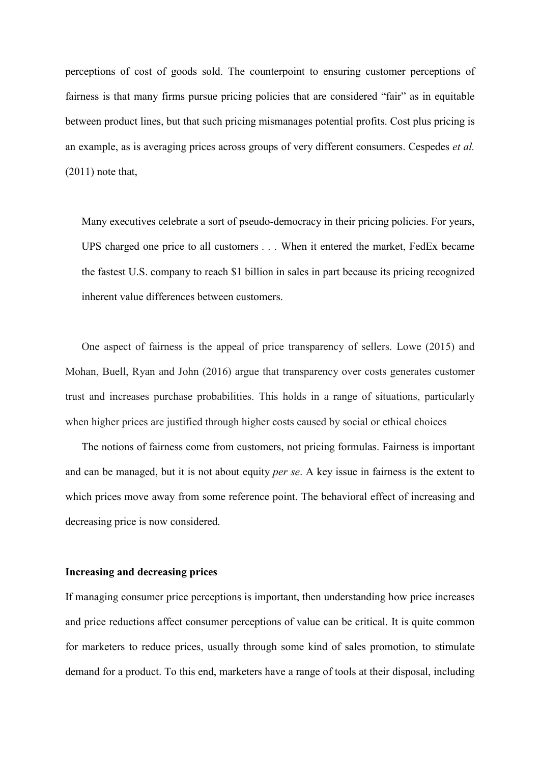perceptions of cost of goods sold. The counterpoint to ensuring customer perceptions of fairness is that many firms pursue pricing policies that are considered "fair" as in equitable between product lines, but that such pricing mismanages potential profits. Cost plus pricing is an example, as is averaging prices across groups of very different consumers. Cespedes *et al.* (2011) note that,

> Many executives celebrate a sort of pseudo-democracy in their pricing policies. For years, UPS charged one price to all customers . . . When it entered the market, FedEx became the fastest U.S. company to reach $1 billion in sales in part because its pricing recognized inherent value differences between customers.

One aspect of fairness is the appeal of price transparency of sellers. Lowe (2015) and Mohan, Buell, Ryan and John (2016) argue that transparency over costs generates customer trust and increases purchase probabilities. This holds in a range of situations, particularly when higher prices are justified through higher costs caused by social or ethical choices

The notions of fairness come from customers, not pricing formulas. Fairness is important and can be managed, but it is not about equity *per se*. A key issue in fairness is the extent to which prices move away from some reference point. The behavioral effect of increasing and decreasing price is now considered.

**Increasing and decreasing prices**

If managing consumer price perceptions is important, then understanding how price increases and price reductions affect consumer perceptions of value can be critical. It is quite common for marketers to reduce prices, usually through some kind of sales promotion, to stimulate demand for a product. To this end, marketers have a range of tools at their disposal, including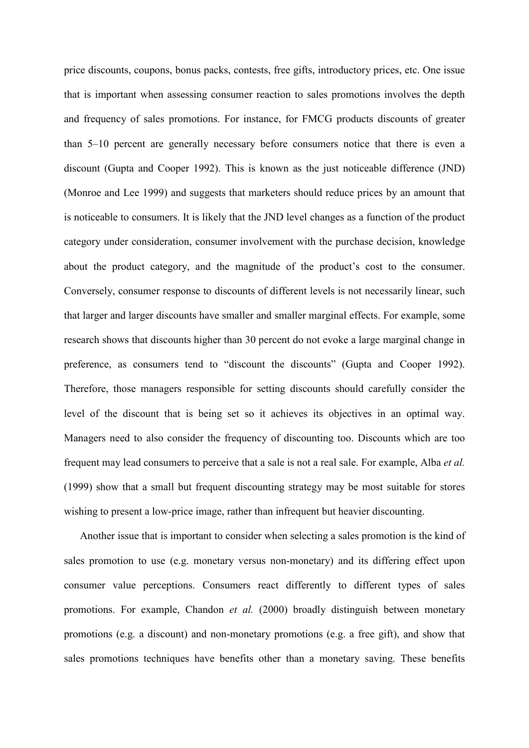price discounts, coupons, bonus packs, contests, free gifts, introductory prices, etc. One issue that is important when assessing consumer reaction to sales promotions involves the depth and frequency of sales promotions. For instance, for FMCG products discounts of greater than 5–10 percent are generally necessary before consumers notice that there is even a discount (Gupta and Cooper 1992). This is known as the just noticeable difference (JND) (Monroe and Lee 1999) and suggests that marketers should reduce prices by an amount that is noticeable to consumers. It is likely that the JND level changes as a function of the product category under consideration, consumer involvement with the purchase decision, knowledge about the product category, and the magnitude of the product's cost to the consumer. Conversely, consumer response to discounts of different levels is not necessarily linear, such that larger and larger discounts have smaller and smaller marginal effects. For example, some research shows that discounts higher than 30 percent do not evoke a large marginal change in preference, as consumers tend to "discount the discounts" (Gupta and Cooper 1992). Therefore, those managers responsible for setting discounts should carefully consider the level of the discount that is being set so it achieves its objectives in an optimal way. Managers need to also consider the frequency of discounting too. Discounts which are too frequent may lead consumers to perceive that a sale is not a real sale. For example, Alba *et al.* (1999) show that a small but frequent discounting strategy may be most suitable for stores wishing to present a low-price image, rather than infrequent but heavier discounting.

Another issue that is important to consider when selecting a sales promotion is the kind of sales promotion to use (e.g. monetary versus non-monetary) and its differing effect upon consumer value perceptions. Consumers react differently to different types of sales promotions. For example, Chandon *et al.* (2000) broadly distinguish between monetary promotions (e.g. a discount) and non-monetary promotions (e.g. a free gift), and show that sales promotions techniques have benefits other than a monetary saving. These benefits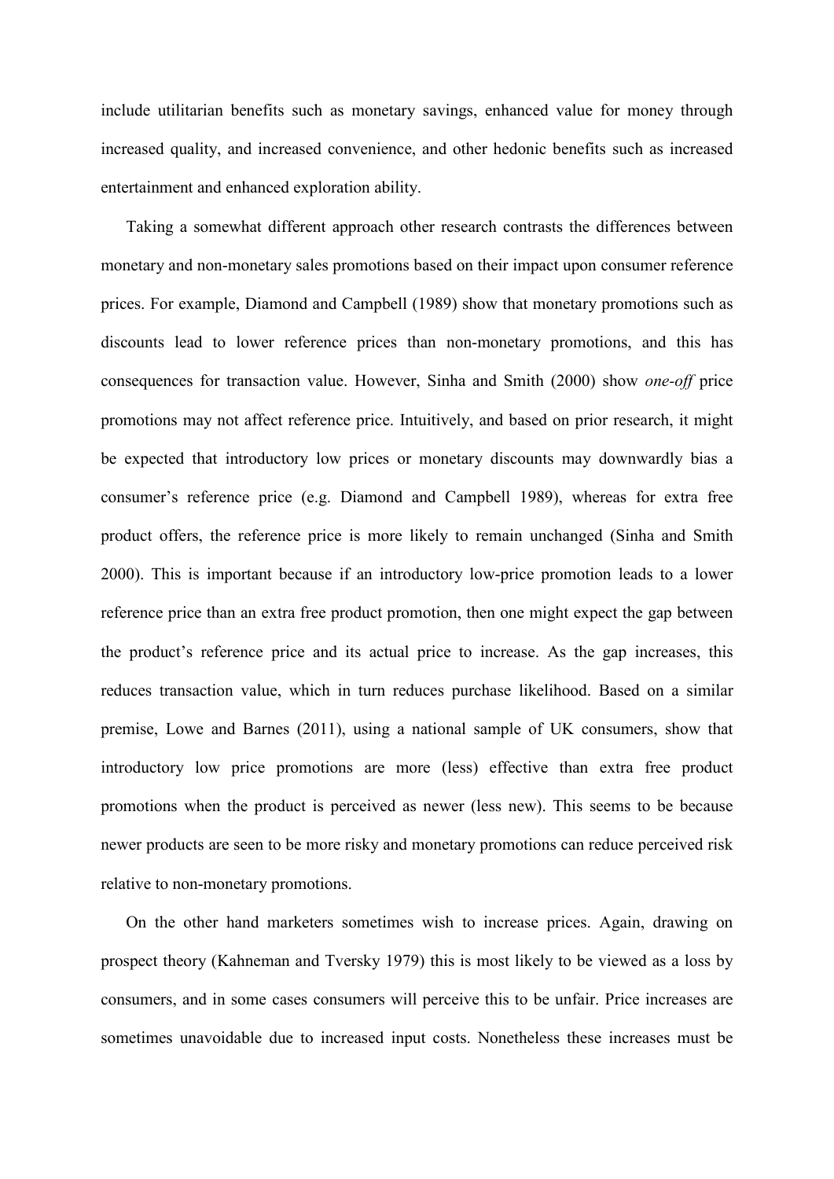include utilitarian benefits such as monetary savings, enhanced value for money through increased quality, and increased convenience, and other hedonic benefits such as increased entertainment and enhanced exploration ability.

Taking a somewhat different approach other research contrasts the differences between monetary and non-monetary sales promotions based on their impact upon consumer reference prices. For example, Diamond and Campbell (1989) show that monetary promotions such as discounts lead to lower reference prices than non-monetary promotions, and this has consequences for transaction value. However, Sinha and Smith (2000) show *one-off* price promotions may not affect reference price. Intuitively, and based on prior research, it might be expected that introductory low prices or monetary discounts may downwardly bias a consumer's reference price (e.g. Diamond and Campbell 1989), whereas for extra free product offers, the reference price is more likely to remain unchanged (Sinha and Smith 2000). This is important because if an introductory low-price promotion leads to a lower reference price than an extra free product promotion, then one might expect the gap between the product's reference price and its actual price to increase. As the gap increases, this reduces transaction value, which in turn reduces purchase likelihood. Based on a similar premise, Lowe and Barnes (2011), using a national sample of UK consumers, show that introductory low price promotions are more (less) effective than extra free product promotions when the product is perceived as newer (less new). This seems to be because newer products are seen to be more risky and monetary promotions can reduce perceived risk relative to non-monetary promotions.

On the other hand marketers sometimes wish to increase prices. Again, drawing on prospect theory (Kahneman and Tversky 1979) this is most likely to be viewed as a loss by consumers, and in some cases consumers will perceive this to be unfair. Price increases are sometimes unavoidable due to increased input costs. Nonetheless these increases must be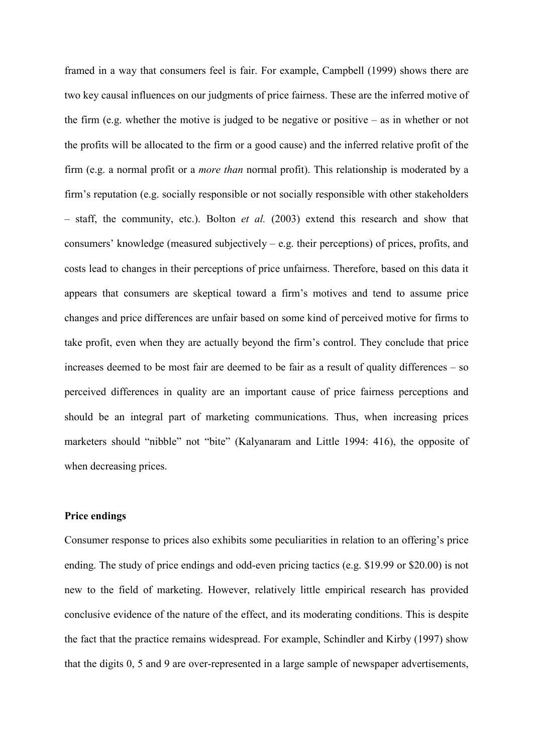framed in a way that consumers feel is fair. For example, Campbell (1999) shows there are two key causal influences on our judgments of price fairness. These are the inferred motive of the firm (e.g. whether the motive is judged to be negative or positive – as in whether or not the profits will be allocated to the firm or a good cause) and the inferred relative profit of the firm (e.g. a normal profit or a *more than* normal profit). This relationship is moderated by a firm's reputation (e.g. socially responsible or not socially responsible with other stakeholders – staff, the community, etc.). Bolton *et al.* (2003) extend this research and show that consumers' knowledge (measured subjectively – e.g. their perceptions) of prices, profits, and costs lead to changes in their perceptions of price unfairness. Therefore, based on this data it appears that consumers are skeptical toward a firm's motives and tend to assume price changes and price differences are unfair based on some kind of perceived motive for firms to take profit, even when they are actually beyond the firm's control. They conclude that price increases deemed to be most fair are deemed to be fair as a result of quality differences – so perceived differences in quality are an important cause of price fairness perceptions and should be an integral part of marketing communications. Thus, when increasing prices marketers should "nibble" not "bite" (Kalyanaram and Little 1994: 416), the opposite of when decreasing prices.

**Price endings**

Consumer response to prices also exhibits some peculiarities in relation to an offering's price ending. The study of price endings and odd-even pricing tactics (e.g. $19.99 or $20.00) is not new to the field of marketing. However, relatively little empirical research has provided conclusive evidence of the nature of the effect, and its moderating conditions. This is despite the fact that the practice remains widespread. For example, Schindler and Kirby (1997) show that the digits 0, 5 and 9 are over-represented in a large sample of newspaper advertisements,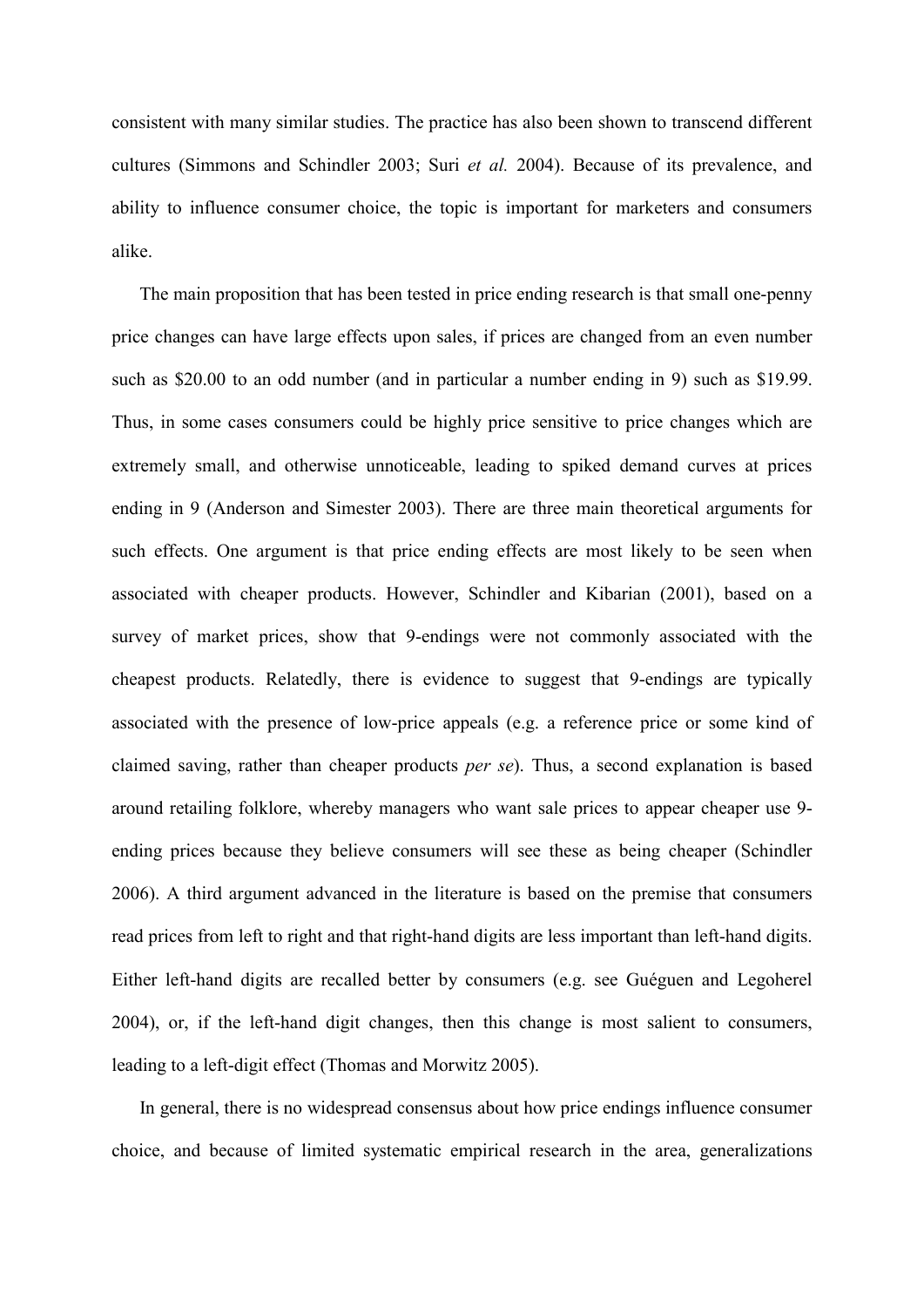consistent with many similar studies. The practice has also been shown to transcend different cultures (Simmons and Schindler 2003; Suri *et al.* 2004). Because of its prevalence, and ability to influence consumer choice, the topic is important for marketers and consumers alike.

The main proposition that has been tested in price ending research is that small one-penny price changes can have large effects upon sales, if prices are changed from an even number such as \$20.00 to an odd number (and in particular a number ending in 9) such as \$19.99. Thus, in some cases consumers could be highly price sensitive to price changes which are extremely small, and otherwise unnoticeable, leading to spiked demand curves at prices ending in 9 (Anderson and Simester 2003). There are three main theoretical arguments for such effects. One argument is that price ending effects are most likely to be seen when associated with cheaper products. However, Schindler and Kibarian (2001), based on a survey of market prices, show that 9-endings were not commonly associated with the cheapest products. Relatedly, there is evidence to suggest that 9-endings are typically associated with the presence of low-price appeals (e.g. a reference price or some kind of claimed saving, rather than cheaper products *per se*). Thus, a second explanation is based around retailing folklore, whereby managers who want sale prices to appear cheaper use 9-ending prices because they believe consumers will see these as being cheaper (Schindler 2006). A third argument advanced in the literature is based on the premise that consumers read prices from left to right and that right-hand digits are less important than left-hand digits. Either left-hand digits are recalled better by consumers (e.g. see Guéguen and Legoherel 2004), or, if the left-hand digit changes, then this change is most salient to consumers, leading to a left-digit effect (Thomas and Morwitz 2005).

In general, there is no widespread consensus about how price endings influence consumer choice, and because of limited systematic empirical research in the area, generalizations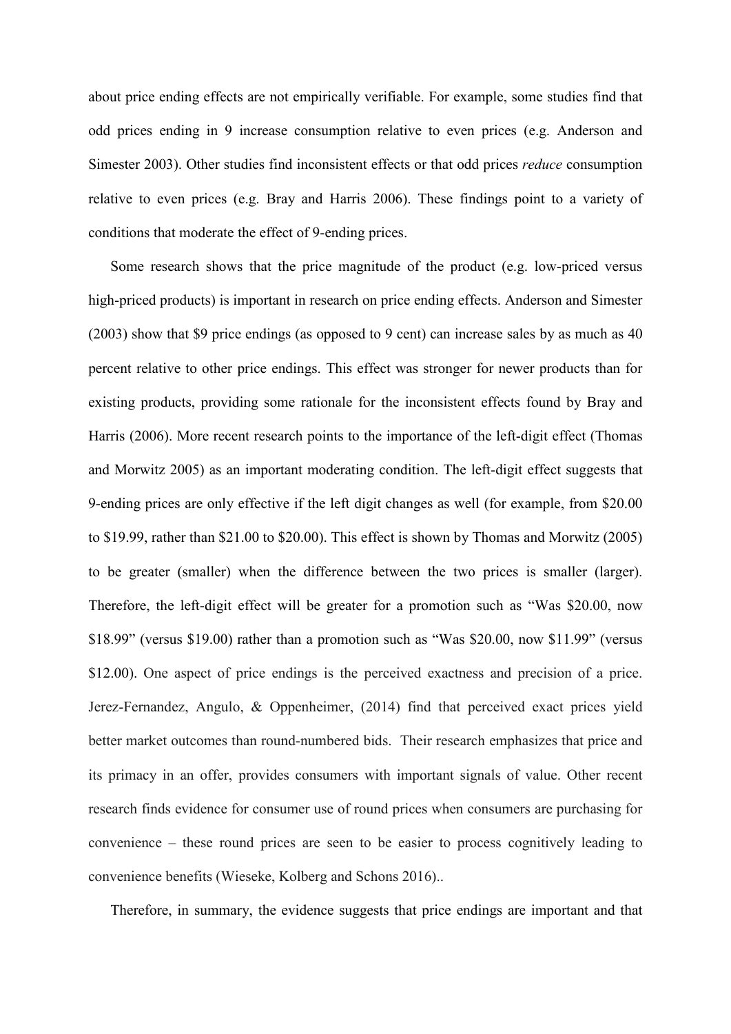about price ending effects are not empirically verifiable. For example, some studies find that odd prices ending in 9 increase consumption relative to even prices (e.g. Anderson and Simester 2003). Other studies find inconsistent effects or that odd prices *reduce* consumption relative to even prices (e.g. Bray and Harris 2006). These findings point to a variety of conditions that moderate the effect of 9-ending prices.

Some research shows that the price magnitude of the product (e.g. low-priced versus high-priced products) is important in research on price ending effects. Anderson and Simester (2003) show that $9 price endings (as opposed to 9 cent) can increase sales by as much as 40 percent relative to other price endings. This effect was stronger for newer products than for existing products, providing some rationale for the inconsistent effects found by Bray and Harris (2006). More recent research points to the importance of the left-digit effect (Thomas and Morwitz 2005) as an important moderating condition. The left-digit effect suggests that 9-ending prices are only effective if the left digit changes as well (for example, from $20.00 to $19.99, rather than $21.00 to $20.00). This effect is shown by Thomas and Morwitz (2005) to be greater (smaller) when the difference between the two prices is smaller (larger). Therefore, the left-digit effect will be greater for a promotion such as "Was $20.00, now $18.99" (versus $19.00) rather than a promotion such as "Was $20.00, now $11.99" (versus $12.00). One aspect of price endings is the perceived exactness and precision of a price. Jerez-Fernandez, Angulo, & Oppenheimer, (2014) find that perceived exact prices yield better market outcomes than round-numbered bids. Their research emphasizes that price and its primacy in an offer, provides consumers with important signals of value. Other recent research finds evidence for consumer use of round prices when consumers are purchasing for convenience – these round prices are seen to be easier to process cognitively leading to convenience benefits (Wieseke, Kolberg and Schons 2016)..

Therefore, in summary, the evidence suggests that price endings are important and that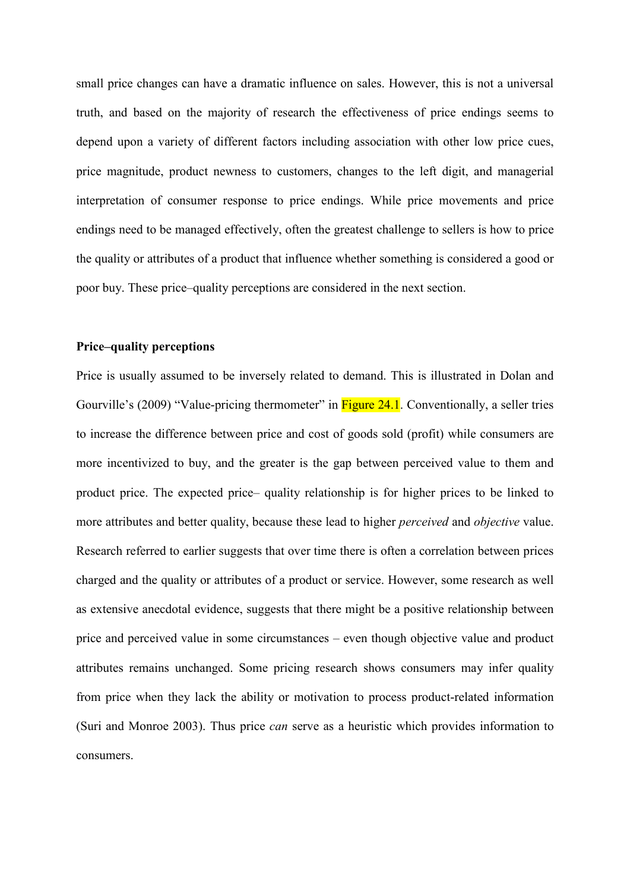small price changes can have a dramatic influence on sales. However, this is not a universal truth, and based on the majority of research the effectiveness of price endings seems to depend upon a variety of different factors including association with other low price cues, price magnitude, product newness to customers, changes to the left digit, and managerial interpretation of consumer response to price endings. While price movements and price endings need to be managed effectively, often the greatest challenge to sellers is how to price the quality or attributes of a product that influence whether something is considered a good or poor buy. These price–quality perceptions are considered in the next section.

**Price–quality perceptions**

Price is usually assumed to be inversely related to demand. This is illustrated in Dolan and Gourville's (2009) "Value-pricing thermometer" in Figure 24.1. Conventionally, a seller tries to increase the difference between price and cost of goods sold (profit) while consumers are more incentivized to buy, and the greater is the gap between perceived value to them and product price. The expected price– quality relationship is for higher prices to be linked to more attributes and better quality, because these lead to higher *perceived* and *objective* value. Research referred to earlier suggests that over time there is often a correlation between prices charged and the quality or attributes of a product or service. However, some research as well as extensive anecdotal evidence, suggests that there might be a positive relationship between price and perceived value in some circumstances – even though objective value and product attributes remains unchanged. Some pricing research shows consumers may infer quality from price when they lack the ability or motivation to process product-related information (Suri and Monroe 2003). Thus price *can* serve as a heuristic which provides information to consumers.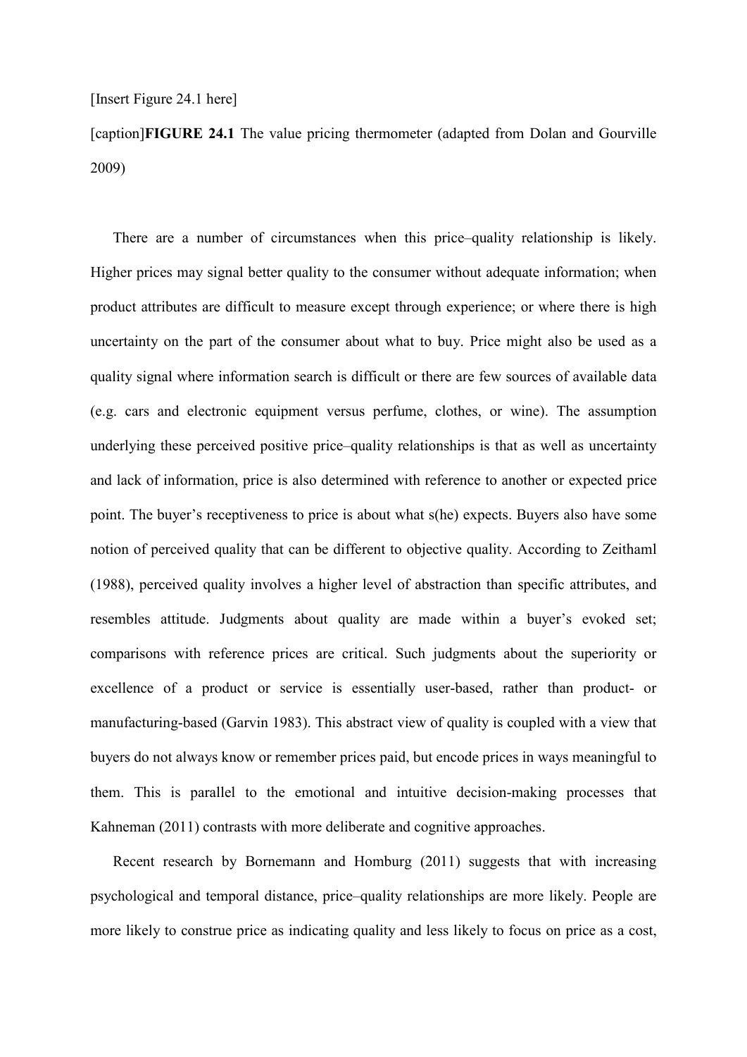[Insert Figure 24.1 here]

[caption]**FIGURE 24.1** The value pricing thermometer (adapted from Dolan and Gourville 2009)

There are a number of circumstances when this price–quality relationship is likely. Higher prices may signal better quality to the consumer without adequate information; when product attributes are difficult to measure except through experience; or where there is high uncertainty on the part of the consumer about what to buy. Price might also be used as a quality signal where information search is difficult or there are few sources of available data (e.g. cars and electronic equipment versus perfume, clothes, or wine). The assumption underlying these perceived positive price–quality relationships is that as well as uncertainty and lack of information, price is also determined with reference to another or expected price point. The buyer's receptiveness to price is about what s(he) expects. Buyers also have some notion of perceived quality that can be different to objective quality. According to Zeithaml (1988), perceived quality involves a higher level of abstraction than specific attributes, and resembles attitude. Judgments about quality are made within a buyer's evoked set; comparisons with reference prices are critical. Such judgments about the superiority or excellence of a product or service is essentially user-based, rather than product- or manufacturing-based (Garvin 1983). This abstract view of quality is coupled with a view that buyers do not always know or remember prices paid, but encode prices in ways meaningful to them. This is parallel to the emotional and intuitive decision-making processes that Kahneman (2011) contrasts with more deliberate and cognitive approaches.

Recent research by Bornemann and Homburg (2011) suggests that with increasing psychological and temporal distance, price–quality relationships are more likely. People are more likely to construe price as indicating quality and less likely to focus on price as a cost,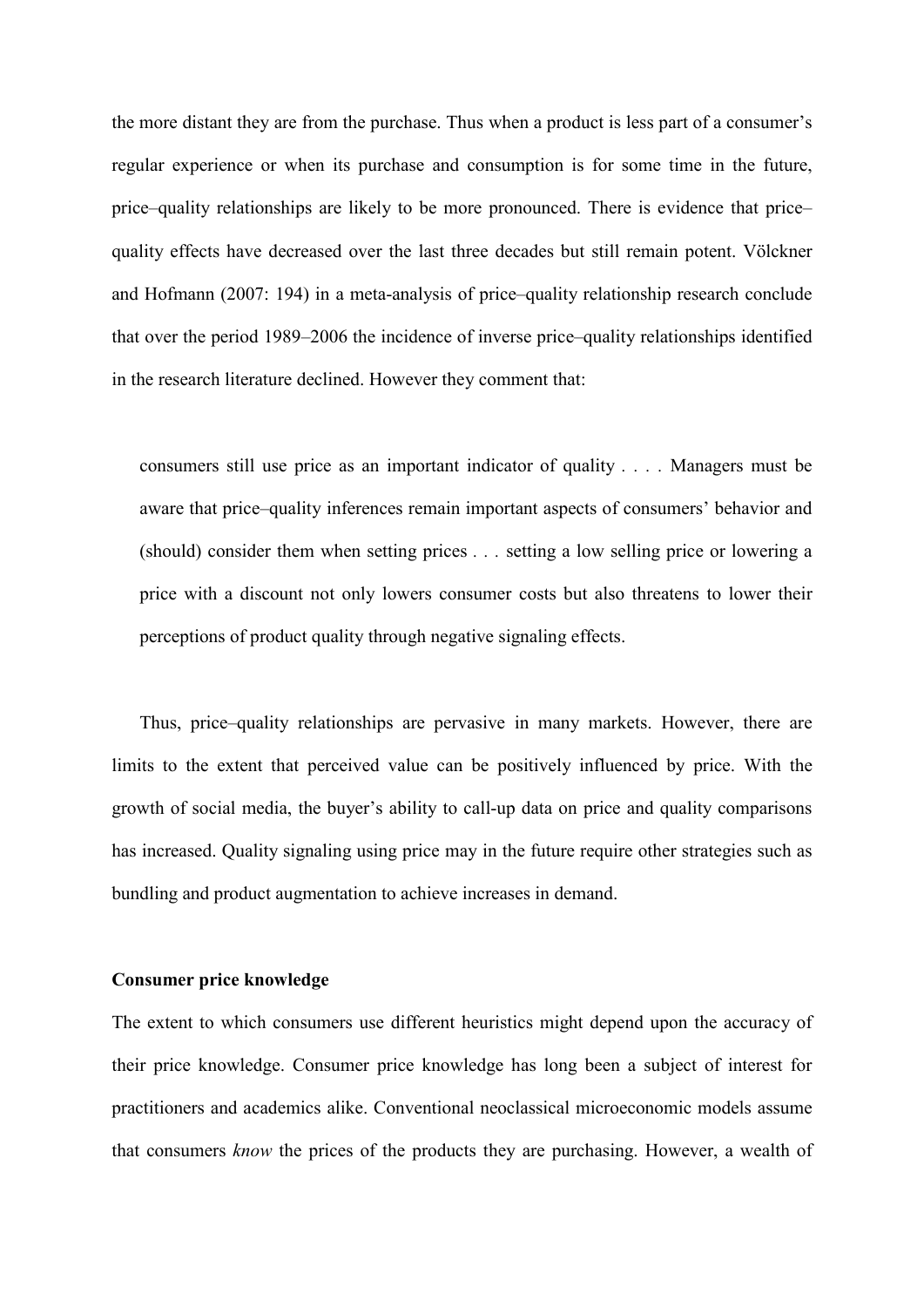the more distant they are from the purchase. Thus when a product is less part of a consumer's regular experience or when its purchase and consumption is for some time in the future, price–quality relationships are likely to be more pronounced. There is evidence that price–quality effects have decreased over the last three decades but still remain potent. Völckner and Hofmann (2007: 194) in a meta-analysis of price–quality relationship research conclude that over the period 1989–2006 the incidence of inverse price–quality relationships identified in the research literature declined. However they comment that:

> consumers still use price as an important indicator of quality . . . . Managers must be aware that price–quality inferences remain important aspects of consumers' behavior and (should) consider them when setting prices . . . setting a low selling price or lowering a price with a discount not only lowers consumer costs but also threatens to lower their perceptions of product quality through negative signaling effects.

Thus, price–quality relationships are pervasive in many markets. However, there are limits to the extent that perceived value can be positively influenced by price. With the growth of social media, the buyer's ability to call-up data on price and quality comparisons has increased. Quality signaling using price may in the future require other strategies such as bundling and product augmentation to achieve increases in demand.

**Consumer price knowledge**

The extent to which consumers use different heuristics might depend upon the accuracy of their price knowledge. Consumer price knowledge has long been a subject of interest for practitioners and academics alike. Conventional neoclassical microeconomic models assume that consumers *know* the prices of the products they are purchasing. However, a wealth of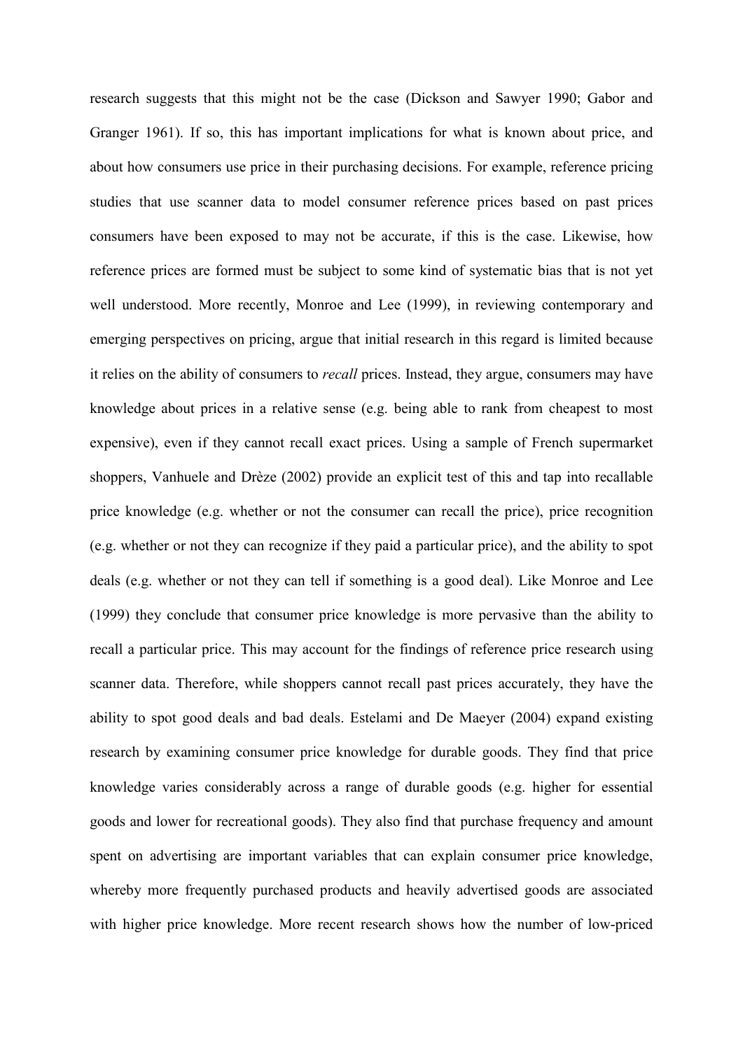research suggests that this might not be the case (Dickson and Sawyer 1990; Gabor and Granger 1961). If so, this has important implications for what is known about price, and about how consumers use price in their purchasing decisions. For example, reference pricing studies that use scanner data to model consumer reference prices based on past prices consumers have been exposed to may not be accurate, if this is the case. Likewise, how reference prices are formed must be subject to some kind of systematic bias that is not yet well understood. More recently, Monroe and Lee (1999), in reviewing contemporary and emerging perspectives on pricing, argue that initial research in this regard is limited because it relies on the ability of consumers to *recall* prices. Instead, they argue, consumers may have knowledge about prices in a relative sense (e.g. being able to rank from cheapest to most expensive), even if they cannot recall exact prices. Using a sample of French supermarket shoppers, Vanhuele and Drèze (2002) provide an explicit test of this and tap into recallable price knowledge (e.g. whether or not the consumer can recall the price), price recognition (e.g. whether or not they can recognize if they paid a particular price), and the ability to spot deals (e.g. whether or not they can tell if something is a good deal). Like Monroe and Lee (1999) they conclude that consumer price knowledge is more pervasive than the ability to recall a particular price. This may account for the findings of reference price research using scanner data. Therefore, while shoppers cannot recall past prices accurately, they have the ability to spot good deals and bad deals. Estelami and De Maeyer (2004) expand existing research by examining consumer price knowledge for durable goods. They find that price knowledge varies considerably across a range of durable goods (e.g. higher for essential goods and lower for recreational goods). They also find that purchase frequency and amount spent on advertising are important variables that can explain consumer price knowledge, whereby more frequently purchased products and heavily advertised goods are associated with higher price knowledge. More recent research shows how the number of low-priced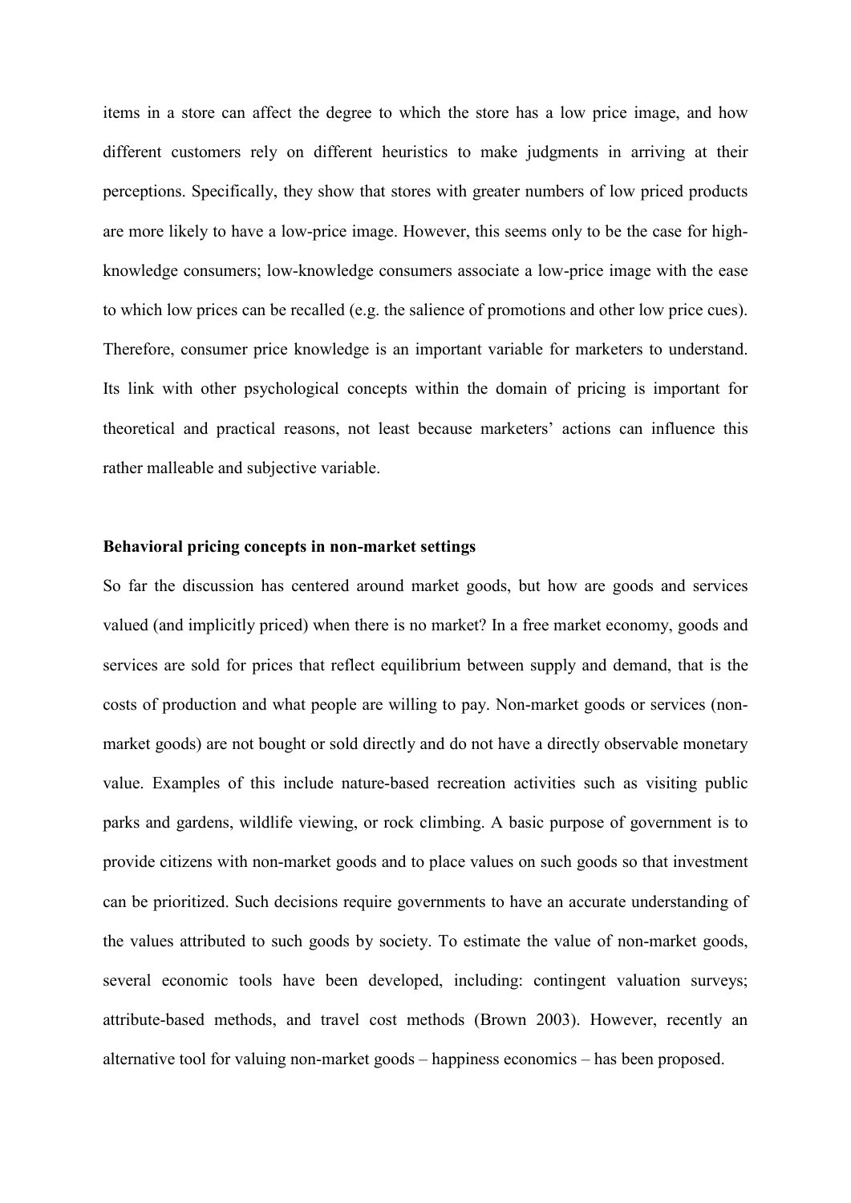items in a store can affect the degree to which the store has a low price image, and how different customers rely on different heuristics to make judgments in arriving at their perceptions. Specifically, they show that stores with greater numbers of low priced products are more likely to have a low-price image. However, this seems only to be the case for high-knowledge consumers; low-knowledge consumers associate a low-price image with the ease to which low prices can be recalled (e.g. the salience of promotions and other low price cues). Therefore, consumer price knowledge is an important variable for marketers to understand. Its link with other psychological concepts within the domain of pricing is important for theoretical and practical reasons, not least because marketers' actions can influence this rather malleable and subjective variable.

**Behavioral pricing concepts in non-market settings**

So far the discussion has centered around market goods, but how are goods and services valued (and implicitly priced) when there is no market? In a free market economy, goods and services are sold for prices that reflect equilibrium between supply and demand, that is the costs of production and what people are willing to pay. Non-market goods or services (non-market goods) are not bought or sold directly and do not have a directly observable monetary value. Examples of this include nature-based recreation activities such as visiting public parks and gardens, wildlife viewing, or rock climbing. A basic purpose of government is to provide citizens with non-market goods and to place values on such goods so that investment can be prioritized. Such decisions require governments to have an accurate understanding of the values attributed to such goods by society. To estimate the value of non-market goods, several economic tools have been developed, including: contingent valuation surveys; attribute-based methods, and travel cost methods (Brown 2003). However, recently an alternative tool for valuing non-market goods – happiness economics – has been proposed.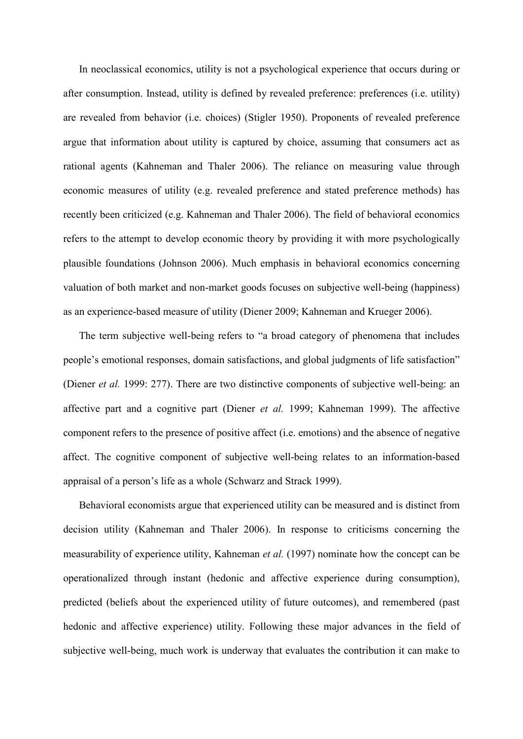In neoclassical economics, utility is not a psychological experience that occurs during or after consumption. Instead, utility is defined by revealed preference: preferences (i.e. utility) are revealed from behavior (i.e. choices) (Stigler 1950). Proponents of revealed preference argue that information about utility is captured by choice, assuming that consumers act as rational agents (Kahneman and Thaler 2006). The reliance on measuring value through economic measures of utility (e.g. revealed preference and stated preference methods) has recently been criticized (e.g. Kahneman and Thaler 2006). The field of behavioral economics refers to the attempt to develop economic theory by providing it with more psychologically plausible foundations (Johnson 2006). Much emphasis in behavioral economics concerning valuation of both market and non-market goods focuses on subjective well-being (happiness) as an experience-based measure of utility (Diener 2009; Kahneman and Krueger 2006).

The term subjective well-being refers to "a broad category of phenomena that includes people's emotional responses, domain satisfactions, and global judgments of life satisfaction" (Diener *et al.* 1999: 277). There are two distinctive components of subjective well-being: an affective part and a cognitive part (Diener *et al.* 1999; Kahneman 1999). The affective component refers to the presence of positive affect (i.e. emotions) and the absence of negative affect. The cognitive component of subjective well-being relates to an information-based appraisal of a person's life as a whole (Schwarz and Strack 1999).

Behavioral economists argue that experienced utility can be measured and is distinct from decision utility (Kahneman and Thaler 2006). In response to criticisms concerning the measurability of experience utility, Kahneman *et al.* (1997) nominate how the concept can be operationalized through instant (hedonic and affective experience during consumption), predicted (beliefs about the experienced utility of future outcomes), and remembered (past hedonic and affective experience) utility. Following these major advances in the field of subjective well-being, much work is underway that evaluates the contribution it can make to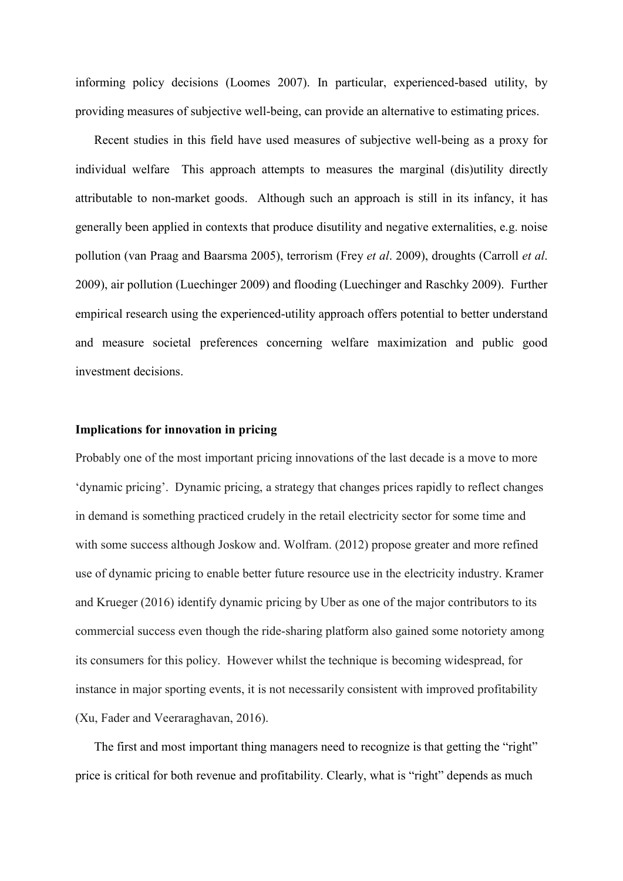informing policy decisions (Loomes 2007). In particular, experienced-based utility, by providing measures of subjective well-being, can provide an alternative to estimating prices.

Recent studies in this field have used measures of subjective well-being as a proxy for individual welfare This approach attempts to measures the marginal (dis)utility directly attributable to non-market goods. Although such an approach is still in its infancy, it has generally been applied in contexts that produce disutility and negative externalities, e.g. noise pollution (van Praag and Baarsma 2005), terrorism (Frey *et al*. 2009), droughts (Carroll *et al*. 2009), air pollution (Luechinger 2009) and flooding (Luechinger and Raschky 2009). Further empirical research using the experienced-utility approach offers potential to better understand and measure societal preferences concerning welfare maximization and public good investment decisions.

**Implications for innovation in pricing**

Probably one of the most important pricing innovations of the last decade is a move to more 'dynamic pricing'. Dynamic pricing, a strategy that changes prices rapidly to reflect changes in demand is something practiced crudely in the retail electricity sector for some time and with some success although Joskow and. Wolfram. (2012) propose greater and more refined use of dynamic pricing to enable better future resource use in the electricity industry. Kramer and Krueger (2016) identify dynamic pricing by Uber as one of the major contributors to its commercial success even though the ride-sharing platform also gained some notoriety among its consumers for this policy. However whilst the technique is becoming widespread, for instance in major sporting events, it is not necessarily consistent with improved profitability (Xu, Fader and Veeraraghavan, 2016).

The first and most important thing managers need to recognize is that getting the "right" price is critical for both revenue and profitability. Clearly, what is "right" depends as much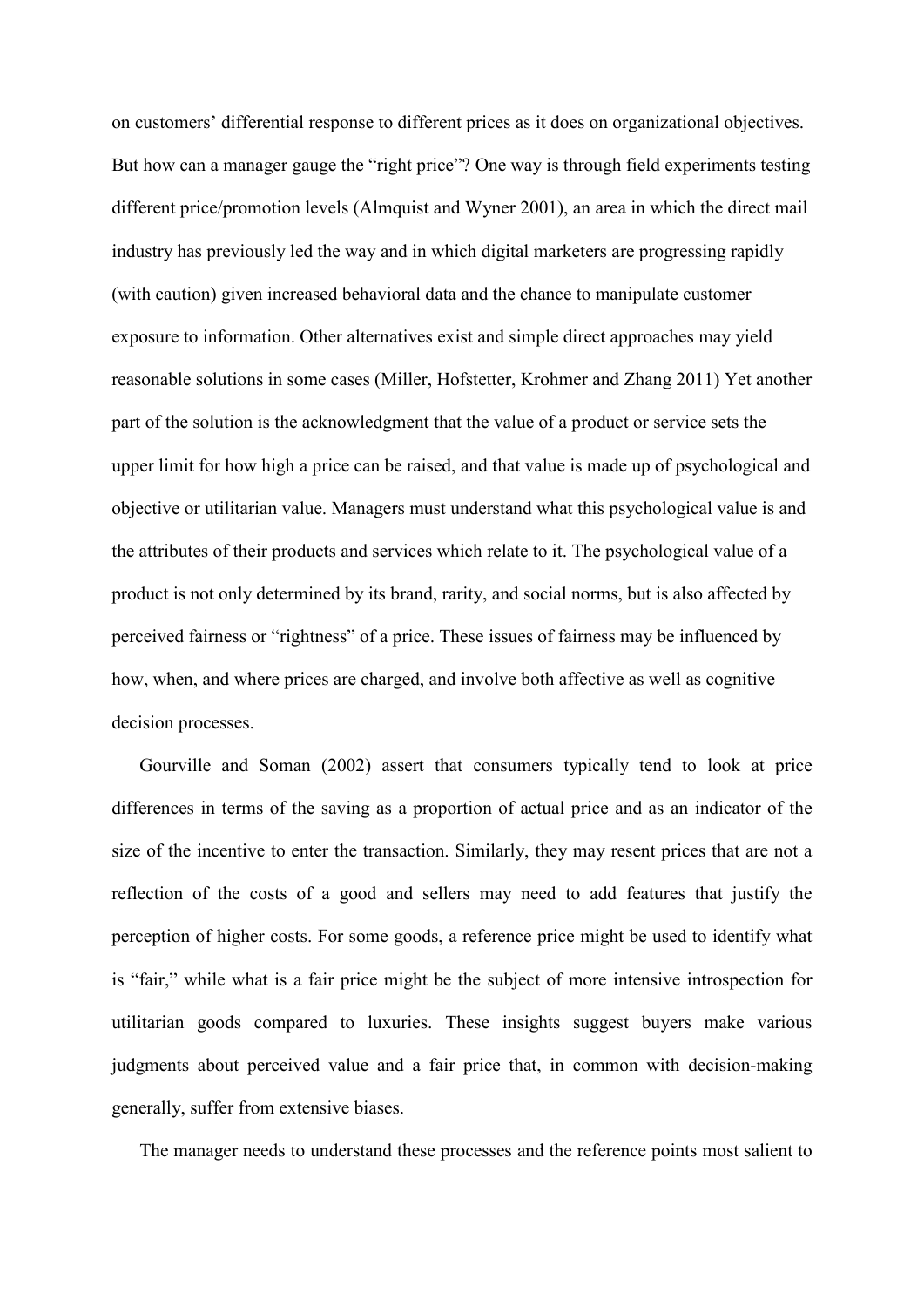on customers' differential response to different prices as it does on organizational objectives. But how can a manager gauge the "right price"? One way is through field experiments testing different price/promotion levels (Almquist and Wyner 2001), an area in which the direct mail industry has previously led the way and in which digital marketers are progressing rapidly (with caution) given increased behavioral data and the chance to manipulate customer exposure to information. Other alternatives exist and simple direct approaches may yield reasonable solutions in some cases (Miller, Hofstetter, Krohmer and Zhang 2011) Yet another part of the solution is the acknowledgment that the value of a product or service sets the upper limit for how high a price can be raised, and that value is made up of psychological and objective or utilitarian value. Managers must understand what this psychological value is and the attributes of their products and services which relate to it. The psychological value of a product is not only determined by its brand, rarity, and social norms, but is also affected by perceived fairness or "rightness" of a price. These issues of fairness may be influenced by how, when, and where prices are charged, and involve both affective as well as cognitive decision processes.

Gourville and Soman (2002) assert that consumers typically tend to look at price differences in terms of the saving as a proportion of actual price and as an indicator of the size of the incentive to enter the transaction. Similarly, they may resent prices that are not a reflection of the costs of a good and sellers may need to add features that justify the perception of higher costs. For some goods, a reference price might be used to identify what is "fair," while what is a fair price might be the subject of more intensive introspection for utilitarian goods compared to luxuries. These insights suggest buyers make various judgments about perceived value and a fair price that, in common with decision-making generally, suffer from extensive biases.

The manager needs to understand these processes and the reference points most salient to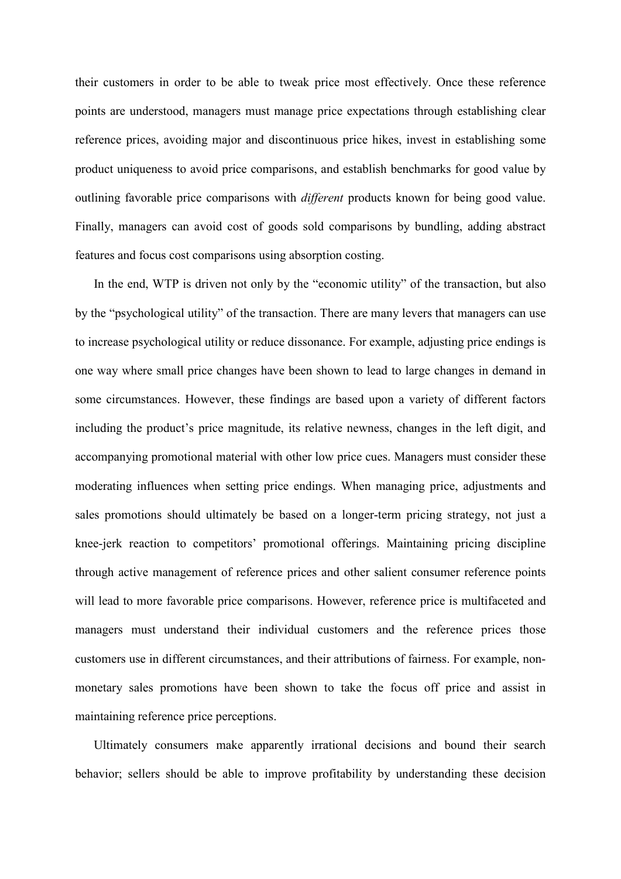their customers in order to be able to tweak price most effectively. Once these reference points are understood, managers must manage price expectations through establishing clear reference prices, avoiding major and discontinuous price hikes, invest in establishing some product uniqueness to avoid price comparisons, and establish benchmarks for good value by outlining favorable price comparisons with *different* products known for being good value. Finally, managers can avoid cost of goods sold comparisons by bundling, adding abstract features and focus cost comparisons using absorption costing.

In the end, WTP is driven not only by the "economic utility" of the transaction, but also by the "psychological utility" of the transaction. There are many levers that managers can use to increase psychological utility or reduce dissonance. For example, adjusting price endings is one way where small price changes have been shown to lead to large changes in demand in some circumstances. However, these findings are based upon a variety of different factors including the product's price magnitude, its relative newness, changes in the left digit, and accompanying promotional material with other low price cues. Managers must consider these moderating influences when setting price endings. When managing price, adjustments and sales promotions should ultimately be based on a longer-term pricing strategy, not just a knee-jerk reaction to competitors' promotional offerings. Maintaining pricing discipline through active management of reference prices and other salient consumer reference points will lead to more favorable price comparisons. However, reference price is multifaceted and managers must understand their individual customers and the reference prices those customers use in different circumstances, and their attributions of fairness. For example, non-monetary sales promotions have been shown to take the focus off price and assist in maintaining reference price perceptions.

Ultimately consumers make apparently irrational decisions and bound their search behavior; sellers should be able to improve profitability by understanding these decision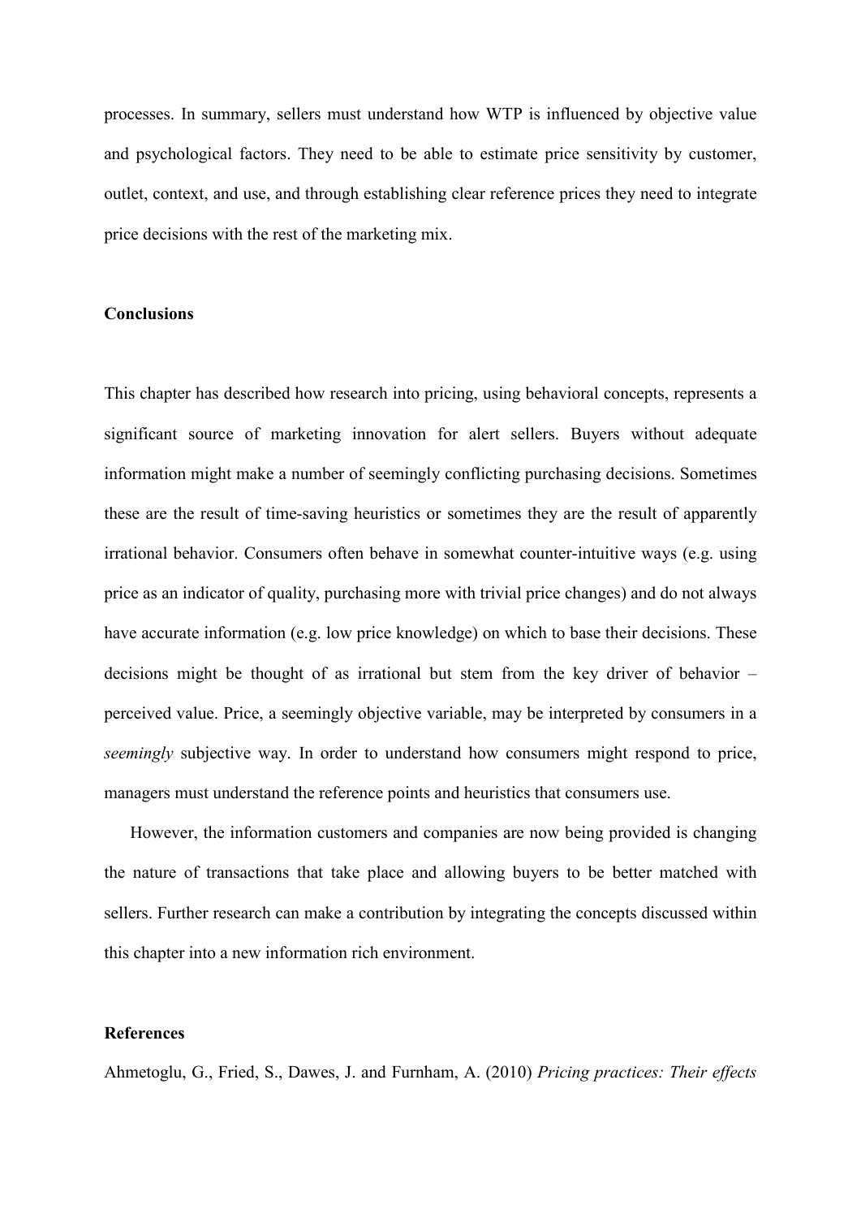processes. In summary, sellers must understand how WTP is influenced by objective value and psychological factors. They need to be able to estimate price sensitivity by customer, outlet, context, and use, and through establishing clear reference prices they need to integrate price decisions with the rest of the marketing mix.

## Conclusions

This chapter has described how research into pricing, using behavioral concepts, represents a significant source of marketing innovation for alert sellers. Buyers without adequate information might make a number of seemingly conflicting purchasing decisions. Sometimes these are the result of time-saving heuristics or sometimes they are the result of apparently irrational behavior. Consumers often behave in somewhat counter-intuitive ways (e.g. using price as an indicator of quality, purchasing more with trivial price changes) and do not always have accurate information (e.g. low price knowledge) on which to base their decisions. These decisions might be thought of as irrational but stem from the key driver of behavior – perceived value. Price, a seemingly objective variable, may be interpreted by consumers in a *seemingly* subjective way. In order to understand how consumers might respond to price, managers must understand the reference points and heuristics that consumers use.

However, the information customers and companies are now being provided is changing the nature of transactions that take place and allowing buyers to be better matched with sellers. Further research can make a contribution by integrating the concepts discussed within this chapter into a new information rich environment.

## References

Ahmetoglu, G., Fried, S., Dawes, J. and Furnham, A. (2010) *Pricing practices: Their effects*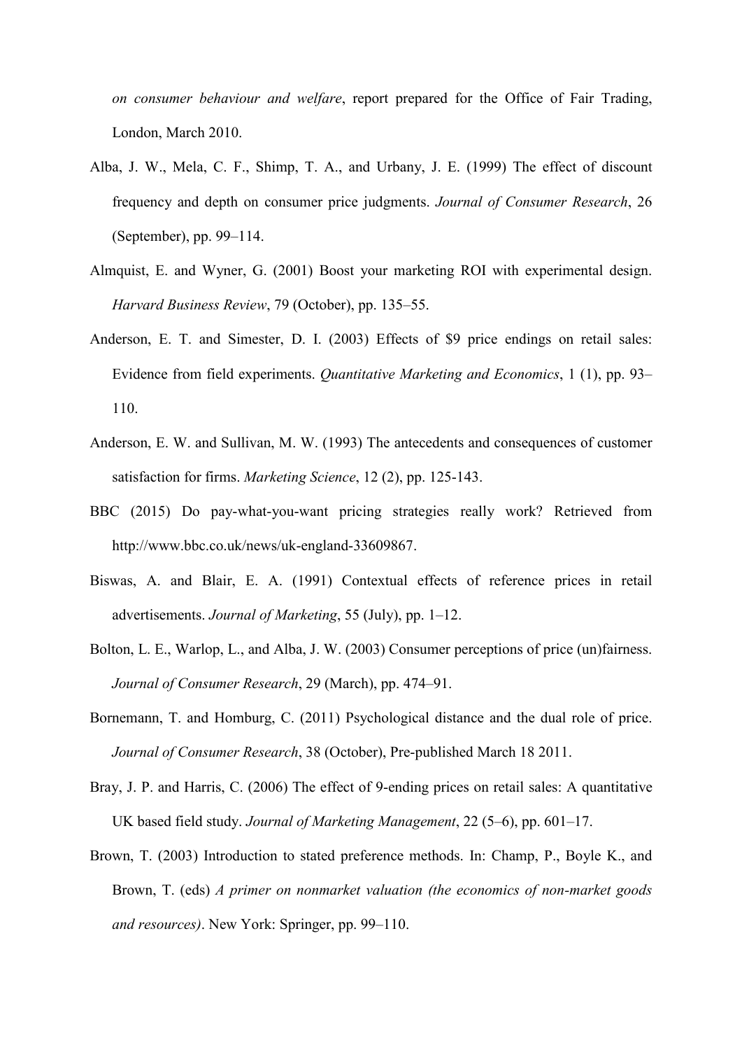*on consumer behaviour and welfare*, report prepared for the Office of Fair Trading, London, March 2010.

Alba, J. W., Mela, C. F., Shimp, T. A., and Urbany, J. E. (1999) The effect of discount frequency and depth on consumer price judgments. *Journal of Consumer Research*, 26 (September), pp. 99–114.

Almquist, E. and Wyner, G. (2001) Boost your marketing ROI with experimental design. *Harvard Business Review*, 79 (October), pp. 135–55.

Anderson, E. T. and Simester, D. I. (2003) Effects of $9 price endings on retail sales: Evidence from field experiments. *Quantitative Marketing and Economics*, 1 (1), pp. 93–110.

Anderson, E. W. and Sullivan, M. W. (1993) The antecedents and consequences of customer satisfaction for firms. *Marketing Science*, 12 (2), pp. 125-143.

BBC (2015) Do pay-what-you-want pricing strategies really work? Retrieved from http://www.bbc.co.uk/news/uk-england-33609867.

Biswas, A. and Blair, E. A. (1991) Contextual effects of reference prices in retail advertisements. *Journal of Marketing*, 55 (July), pp. 1–12.

Bolton, L. E., Warlop, L., and Alba, J. W. (2003) Consumer perceptions of price (un)fairness. *Journal of Consumer Research*, 29 (March), pp. 474–91.

Bornemann, T. and Homburg, C. (2011) Psychological distance and the dual role of price. *Journal of Consumer Research*, 38 (October), Pre-published March 18 2011.

Bray, J. P. and Harris, C. (2006) The effect of 9-ending prices on retail sales: A quantitative UK based field study. *Journal of Marketing Management*, 22 (5–6), pp. 601–17.

Brown, T. (2003) Introduction to stated preference methods. In: Champ, P., Boyle K., and Brown, T. (eds) *A primer on nonmarket valuation (the economics of non-market goods and resources)*. New York: Springer, pp. 99–110.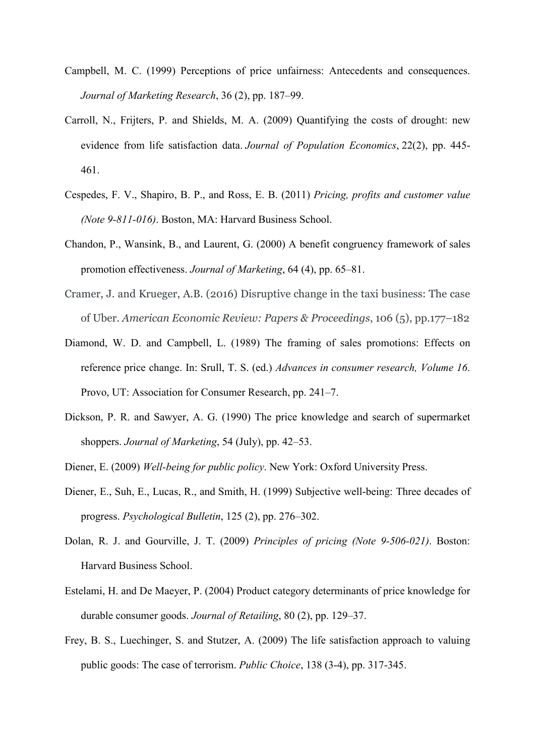Campbell, M. C. (1999) Perceptions of price unfairness: Antecedents and consequences. *Journal of Marketing Research*, 36 (2), pp. 187–99.

Carroll, N., Frijters, P. and Shields, M. A. (2009) Quantifying the costs of drought: new evidence from life satisfaction data. *Journal of Population Economics*, 22(2), pp. 445-461.

Cespedes, F. V., Shapiro, B. P., and Ross, E. B. (2011) *Pricing, profits and customer value (Note 9-811-016)*. Boston, MA: Harvard Business School.

Chandon, P., Wansink, B., and Laurent, G. (2000) A benefit congruency framework of sales promotion effectiveness. *Journal of Marketing*, 64 (4), pp. 65–81.

Cramer, J. and Krueger, A.B. (2016) Disruptive change in the taxi business: The case of Uber. *American Economic Review: Papers & Proceedings*, 106 (5), pp.177–182

Diamond, W. D. and Campbell, L. (1989) The framing of sales promotions: Effects on reference price change. In: Srull, T. S. (ed.) *Advances in consumer research, Volume 16*. Provo, UT: Association for Consumer Research, pp. 241–7.

Dickson, P. R. and Sawyer, A. G. (1990) The price knowledge and search of supermarket shoppers. *Journal of Marketing*, 54 (July), pp. 42–53.

Diener, E. (2009) *Well-being for public policy*. New York: Oxford University Press.

Diener, E., Suh, E., Lucas, R., and Smith, H. (1999) Subjective well-being: Three decades of progress. *Psychological Bulletin*, 125 (2), pp. 276–302.

Dolan, R. J. and Gourville, J. T. (2009) *Principles of pricing (Note 9-506-021)*. Boston: Harvard Business School.

Estelami, H. and De Maeyer, P. (2004) Product category determinants of price knowledge for durable consumer goods. *Journal of Retailing*, 80 (2), pp. 129–37.

Frey, B. S., Luechinger, S. and Stutzer, A. (2009) The life satisfaction approach to valuing public goods: The case of terrorism. *Public Choice*, 138 (3-4), pp. 317-345.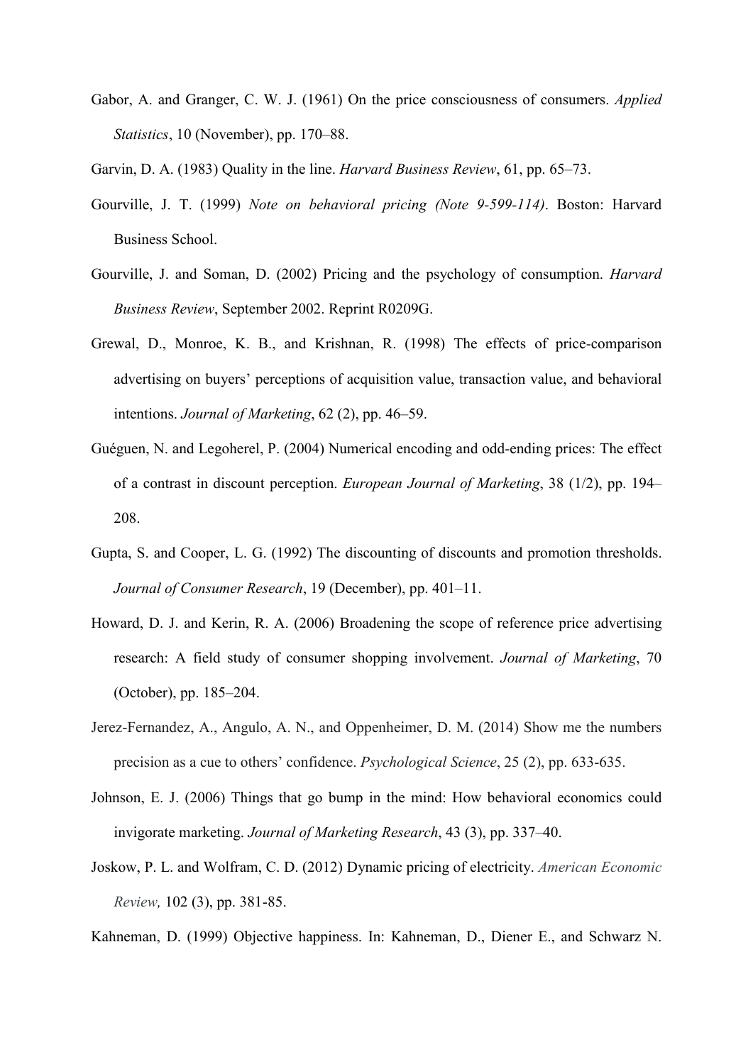Gabor, A. and Granger, C. W. J. (1961) On the price consciousness of consumers. *Applied Statistics*, 10 (November), pp. 170–88.

Garvin, D. A. (1983) Quality in the line. *Harvard Business Review*, 61, pp. 65–73.

Gourville, J. T. (1999) *Note on behavioral pricing (Note 9-599-114)*. Boston: Harvard Business School.

Gourville, J. and Soman, D. (2002) Pricing and the psychology of consumption. *Harvard Business Review*, September 2002. Reprint R0209G.

Grewal, D., Monroe, K. B., and Krishnan, R. (1998) The effects of price-comparison advertising on buyers' perceptions of acquisition value, transaction value, and behavioral intentions. *Journal of Marketing*, 62 (2), pp. 46–59.

Guéguen, N. and Legoherel, P. (2004) Numerical encoding and odd-ending prices: The effect of a contrast in discount perception. *European Journal of Marketing*, 38 (1/2), pp. 194–208.

Gupta, S. and Cooper, L. G. (1992) The discounting of discounts and promotion thresholds. *Journal of Consumer Research*, 19 (December), pp. 401–11.

Howard, D. J. and Kerin, R. A. (2006) Broadening the scope of reference price advertising research: A field study of consumer shopping involvement. *Journal of Marketing*, 70 (October), pp. 185–204.

Jerez-Fernandez, A., Angulo, A. N., and Oppenheimer, D. M. (2014) Show me the numbers precision as a cue to others' confidence. *Psychological Science*, 25 (2), pp. 633-635.

Johnson, E. J. (2006) Things that go bump in the mind: How behavioral economics could invigorate marketing. *Journal of Marketing Research*, 43 (3), pp. 337–40.

Joskow, P. L. and Wolfram, C. D. (2012) Dynamic pricing of electricity. *American Economic Review,* 102 (3), pp. 381-85.

Kahneman, D. (1999) Objective happiness. In: Kahneman, D., Diener E., and Schwarz N.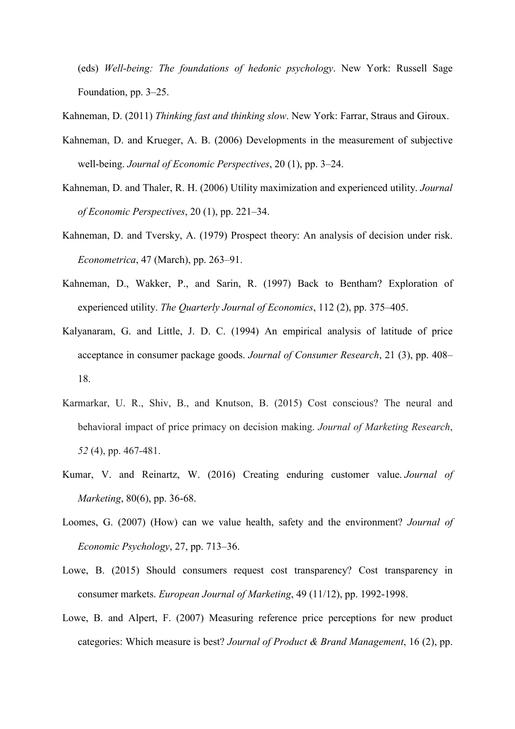(eds) *Well-being: The foundations of hedonic psychology*. New York: Russell Sage Foundation, pp. 3–25.

Kahneman, D. (2011) *Thinking fast and thinking slow*. New York: Farrar, Straus and Giroux.

Kahneman, D. and Krueger, A. B. (2006) Developments in the measurement of subjective well-being. *Journal of Economic Perspectives*, 20 (1), pp. 3–24.

Kahneman, D. and Thaler, R. H. (2006) Utility maximization and experienced utility. *Journal of Economic Perspectives*, 20 (1), pp. 221–34.

Kahneman, D. and Tversky, A. (1979) Prospect theory: An analysis of decision under risk. *Econometrica*, 47 (March), pp. 263–91.

Kahneman, D., Wakker, P., and Sarin, R. (1997) Back to Bentham? Exploration of experienced utility. *The Quarterly Journal of Economics*, 112 (2), pp. 375–405.

Kalyanaram, G. and Little, J. D. C. (1994) An empirical analysis of latitude of price acceptance in consumer package goods. *Journal of Consumer Research*, 21 (3), pp. 408–18.

Karmarkar, U. R., Shiv, B., and Knutson, B. (2015) Cost conscious? The neural and behavioral impact of price primacy on decision making. *Journal of Marketing Research*, *52* (4), pp. 467-481.

Kumar, V. and Reinartz, W. (2016) Creating enduring customer value. *Journal of Marketing*, 80(6), pp. 36-68.

Loomes, G. (2007) (How) can we value health, safety and the environment? *Journal of Economic Psychology*, 27, pp. 713–36.

Lowe, B. (2015) Should consumers request cost transparency? Cost transparency in consumer markets. *European Journal of Marketing*, 49 (11/12), pp. 1992-1998.

Lowe, B. and Alpert, F. (2007) Measuring reference price perceptions for new product categories: Which measure is best? *Journal of Product & Brand Management*, 16 (2), pp.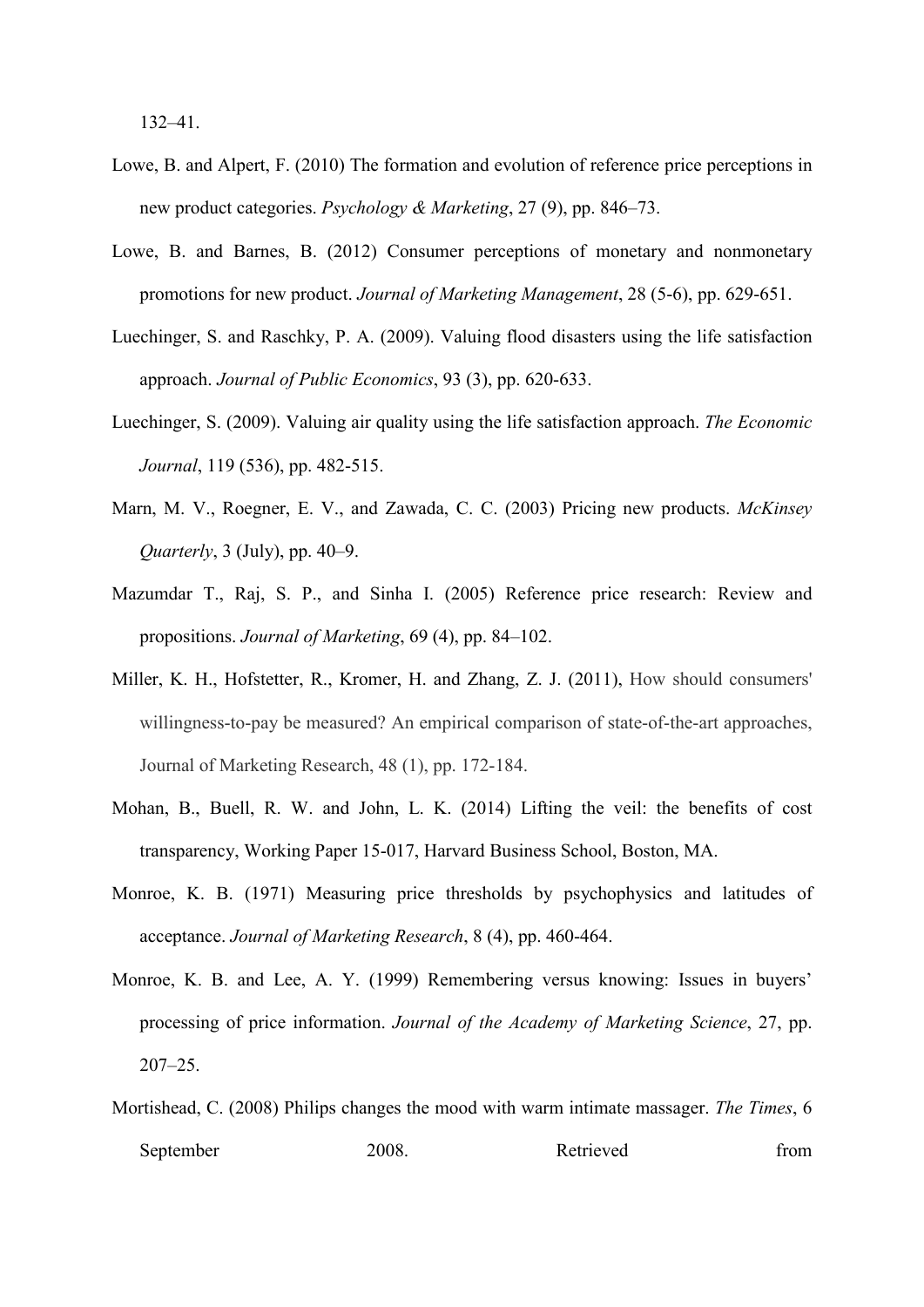132–41.

Lowe, B. and Alpert, F. (2010) The formation and evolution of reference price perceptions in new product categories. *Psychology & Marketing*, 27 (9), pp. 846–73.

Lowe, B. and Barnes, B. (2012) Consumer perceptions of monetary and nonmonetary promotions for new product. *Journal of Marketing Management*, 28 (5-6), pp. 629-651.

Luechinger, S. and Raschky, P. A. (2009). Valuing flood disasters using the life satisfaction approach. *Journal of Public Economics*, 93 (3), pp. 620-633.

Luechinger, S. (2009). Valuing air quality using the life satisfaction approach. *The Economic Journal*, 119 (536), pp. 482-515.

Marn, M. V., Roegner, E. V., and Zawada, C. C. (2003) Pricing new products. *McKinsey Quarterly*, 3 (July), pp. 40–9.

Mazumdar T., Raj, S. P., and Sinha I. (2005) Reference price research: Review and propositions. *Journal of Marketing*, 69 (4), pp. 84–102.

Miller, K. H., Hofstetter, R., Kromer, H. and Zhang, Z. J. (2011), How should consumers' willingness-to-pay be measured? An empirical comparison of state-of-the-art approaches, Journal of Marketing Research, 48 (1), pp. 172-184.

Mohan, B., Buell, R. W. and John, L. K. (2014) Lifting the veil: the benefits of cost transparency, Working Paper 15-017, Harvard Business School, Boston, MA.

Monroe, K. B. (1971) Measuring price thresholds by psychophysics and latitudes of acceptance. *Journal of Marketing Research*, 8 (4), pp. 460-464.

Monroe, K. B. and Lee, A. Y. (1999) Remembering versus knowing: Issues in buyers' processing of price information. *Journal of the Academy of Marketing Science*, 27, pp. 207–25.

Mortishead, C. (2008) Philips changes the mood with warm intimate massager. *The Times*, 6 September 2008. Retrieved from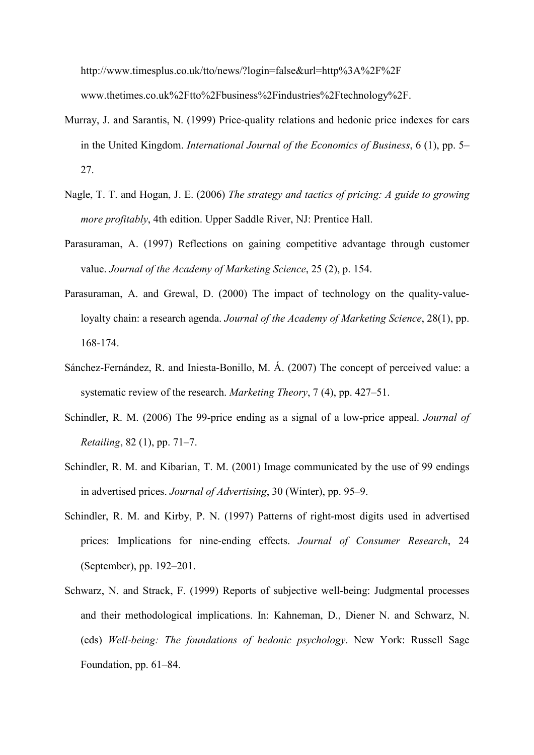http://www.timesplus.co.uk/tto/news/?login=false&url=http%3A%2F%2F www.thetimes.co.uk%2Ftto%2Fbusiness%2Findustries%2Ftechnology%2F.

Murray, J. and Sarantis, N. (1999) Price-quality relations and hedonic price indexes for cars in the United Kingdom. *International Journal of the Economics of Business*, 6 (1), pp. 5–27.

Nagle, T. T. and Hogan, J. E. (2006) *The strategy and tactics of pricing: A guide to growing more profitably*, 4th edition. Upper Saddle River, NJ: Prentice Hall.

Parasuraman, A. (1997) Reflections on gaining competitive advantage through customer value. *Journal of the Academy of Marketing Science*, 25 (2), p. 154.

Parasuraman, A. and Grewal, D. (2000) The impact of technology on the quality-value-loyalty chain: a research agenda. *Journal of the Academy of Marketing Science*, 28(1), pp. 168-174.

Sánchez-Fernández, R. and Iniesta-Bonillo, M. Á. (2007) The concept of perceived value: a systematic review of the research. *Marketing Theory*, 7 (4), pp. 427–51.

Schindler, R. M. (2006) The 99-price ending as a signal of a low-price appeal. *Journal of Retailing*, 82 (1), pp. 71–7.

Schindler, R. M. and Kibarian, T. M. (2001) Image communicated by the use of 99 endings in advertised prices. *Journal of Advertising*, 30 (Winter), pp. 95–9.

Schindler, R. M. and Kirby, P. N. (1997) Patterns of right-most digits used in advertised prices: Implications for nine-ending effects. *Journal of Consumer Research*, 24 (September), pp. 192–201.

Schwarz, N. and Strack, F. (1999) Reports of subjective well-being: Judgmental processes and their methodological implications. In: Kahneman, D., Diener N. and Schwarz, N. (eds) *Well-being: The foundations of hedonic psychology*. New York: Russell Sage Foundation, pp. 61–84.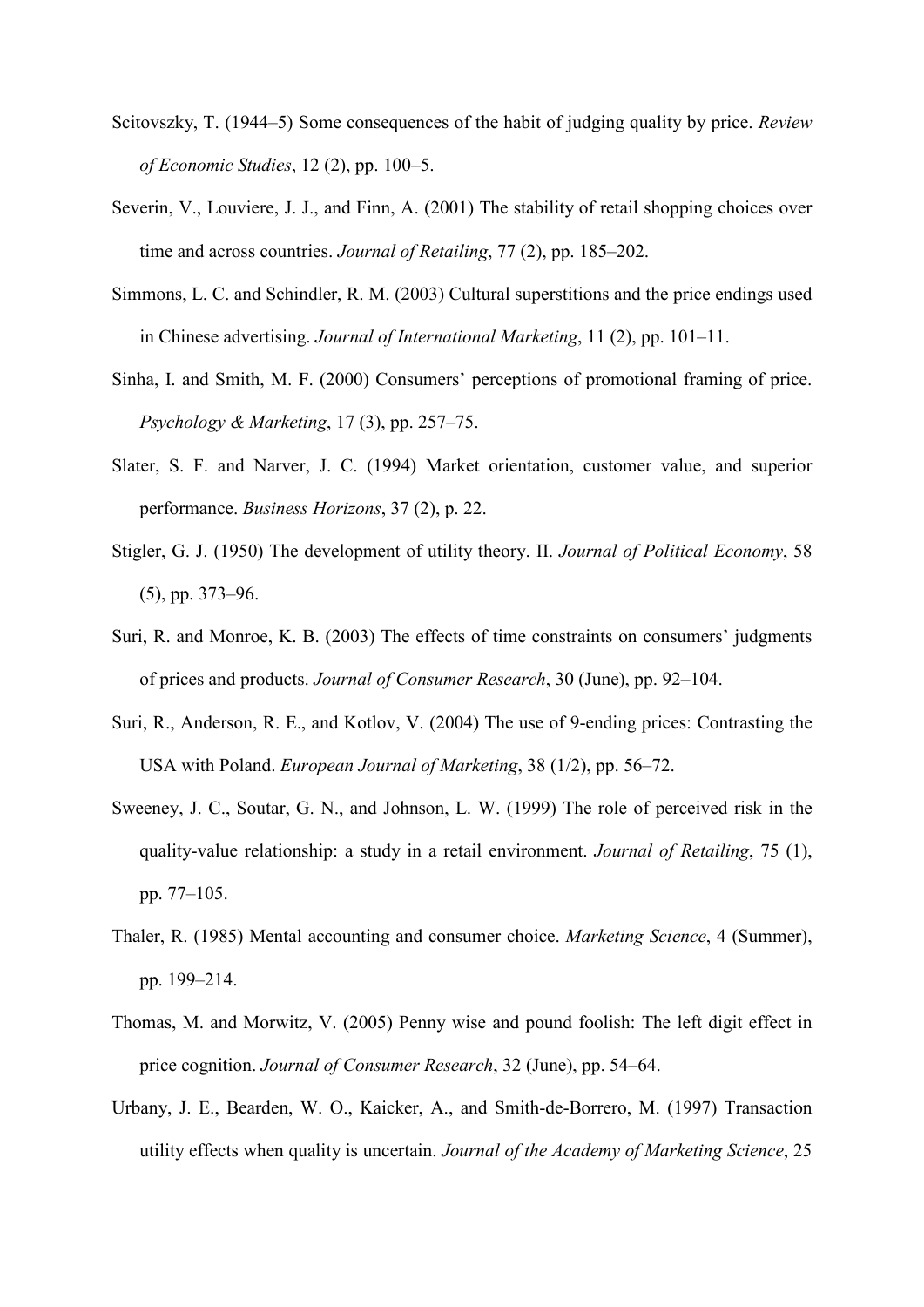Scitovszky, T. (1944–5) Some consequences of the habit of judging quality by price. *Review of Economic Studies*, 12 (2), pp. 100–5.

Severin, V., Louviere, J. J., and Finn, A. (2001) The stability of retail shopping choices over time and across countries. *Journal of Retailing*, 77 (2), pp. 185–202.

Simmons, L. C. and Schindler, R. M. (2003) Cultural superstitions and the price endings used in Chinese advertising. *Journal of International Marketing*, 11 (2), pp. 101–11.

Sinha, I. and Smith, M. F. (2000) Consumers' perceptions of promotional framing of price. *Psychology & Marketing*, 17 (3), pp. 257–75.

Slater, S. F. and Narver, J. C. (1994) Market orientation, customer value, and superior performance. *Business Horizons*, 37 (2), p. 22.

Stigler, G. J. (1950) The development of utility theory. II. *Journal of Political Economy*, 58 (5), pp. 373–96.

Suri, R. and Monroe, K. B. (2003) The effects of time constraints on consumers' judgments of prices and products. *Journal of Consumer Research*, 30 (June), pp. 92–104.

Suri, R., Anderson, R. E., and Kotlov, V. (2004) The use of 9-ending prices: Contrasting the USA with Poland. *European Journal of Marketing*, 38 (1/2), pp. 56–72.

Sweeney, J. C., Soutar, G. N., and Johnson, L. W. (1999) The role of perceived risk in the quality-value relationship: a study in a retail environment. *Journal of Retailing*, 75 (1), pp. 77–105.

Thaler, R. (1985) Mental accounting and consumer choice. *Marketing Science*, 4 (Summer), pp. 199–214.

Thomas, M. and Morwitz, V. (2005) Penny wise and pound foolish: The left digit effect in price cognition. *Journal of Consumer Research*, 32 (June), pp. 54–64.

Urbany, J. E., Bearden, W. O., Kaicker, A., and Smith-de-Borrero, M. (1997) Transaction utility effects when quality is uncertain. *Journal of the Academy of Marketing Science*, 25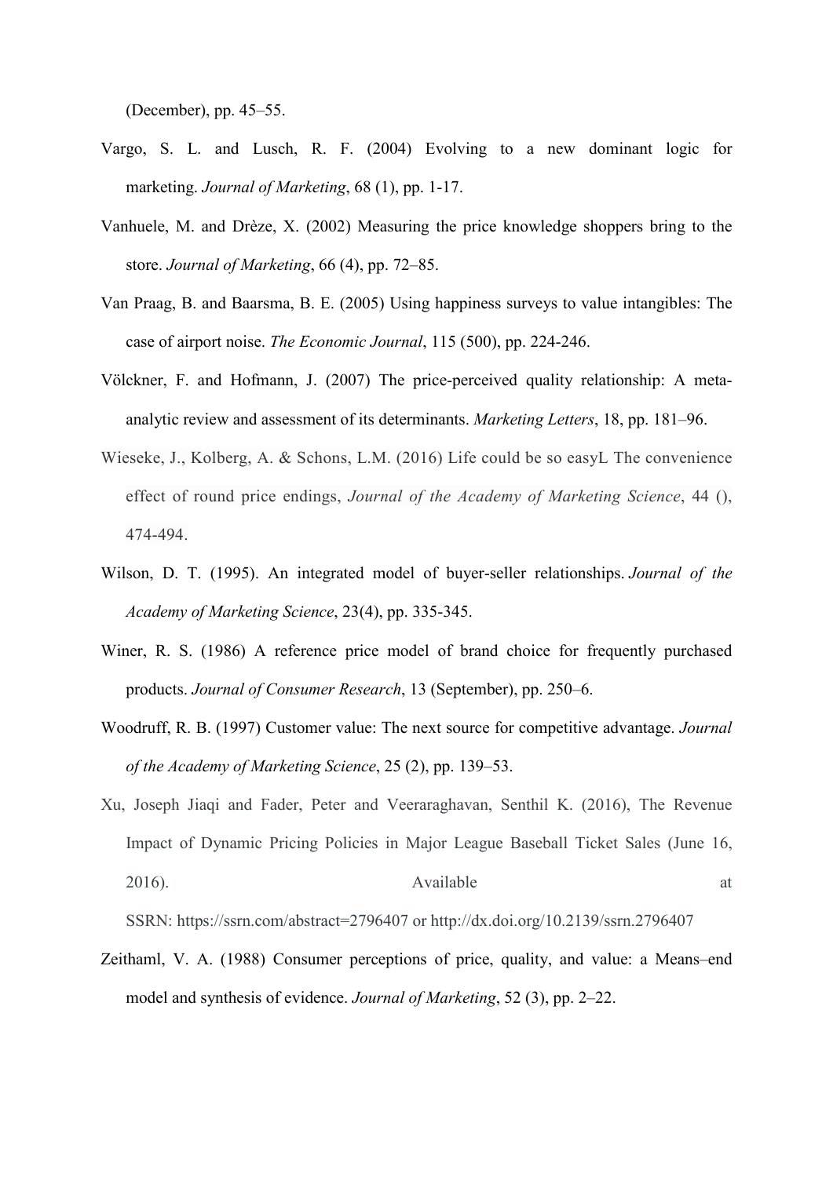(December), pp. 45–55.

Vargo, S. L. and Lusch, R. F. (2004) Evolving to a new dominant logic for marketing. *Journal of Marketing*, 68 (1), pp. 1-17.

Vanhuele, M. and Drèze, X. (2002) Measuring the price knowledge shoppers bring to the store. *Journal of Marketing*, 66 (4), pp. 72–85.

Van Praag, B. and Baarsma, B. E. (2005) Using happiness surveys to value intangibles: The case of airport noise. *The Economic Journal*, 115 (500), pp. 224-246.

Völckner, F. and Hofmann, J. (2007) The price-perceived quality relationship: A meta-analytic review and assessment of its determinants. *Marketing Letters*, 18, pp. 181–96.

Wieseke, J., Kolberg, A. & Schons, L.M. (2016) Life could be so easyL The convenience effect of round price endings, *Journal of the Academy of Marketing Science*, 44 (), 474-494.

Wilson, D. T. (1995). An integrated model of buyer-seller relationships. *Journal of the Academy of Marketing Science*, 23(4), pp. 335-345.

Winer, R. S. (1986) A reference price model of brand choice for frequently purchased products. *Journal of Consumer Research*, 13 (September), pp. 250–6.

Woodruff, R. B. (1997) Customer value: The next source for competitive advantage. *Journal of the Academy of Marketing Science*, 25 (2), pp. 139–53.

Xu, Joseph Jiaqi and Fader, Peter and Veeraraghavan, Senthil K. (2016), The Revenue Impact of Dynamic Pricing Policies in Major League Baseball Ticket Sales (June 16, 2016). Available at SSRN: https://ssrn.com/abstract=2796407 or http://dx.doi.org/10.2139/ssrn.2796407

Zeithaml, V. A. (1988) Consumer perceptions of price, quality, and value: a Means–end model and synthesis of evidence. *Journal of Marketing*, 52 (3), pp. 2–22.